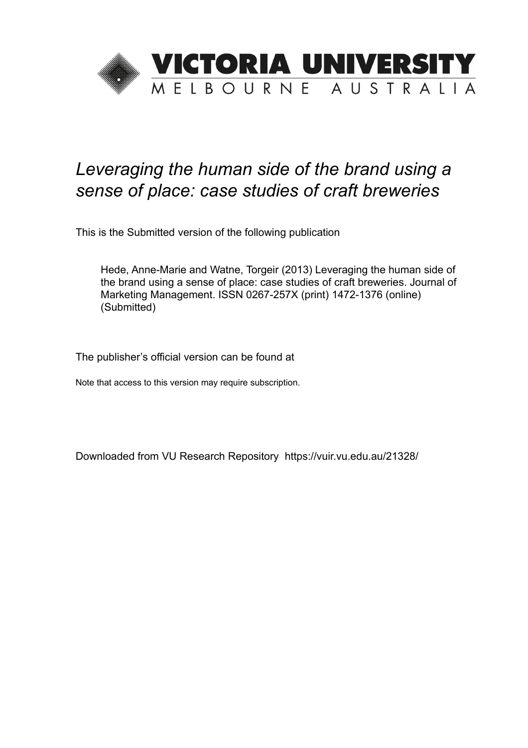VICTORIA UNIVERSITY
MELBOURNE AUSTRALIA

*Leveraging the human side of the brand using a sense of place: case studies of craft breweries*

This is the Submitted version of the following publication

Hede, Anne-Marie and Watne, Torgeir (2013) Leveraging the human side of the brand using a sense of place: case studies of craft breweries. Journal of Marketing Management. ISSN 0267-257X (print) 1472-1376 (online) (Submitted)

The publisher's official version can be found at

Note that access to this version may require subscription.

Downloaded from VU Research Repository https://vuir.vu.edu.au/21328/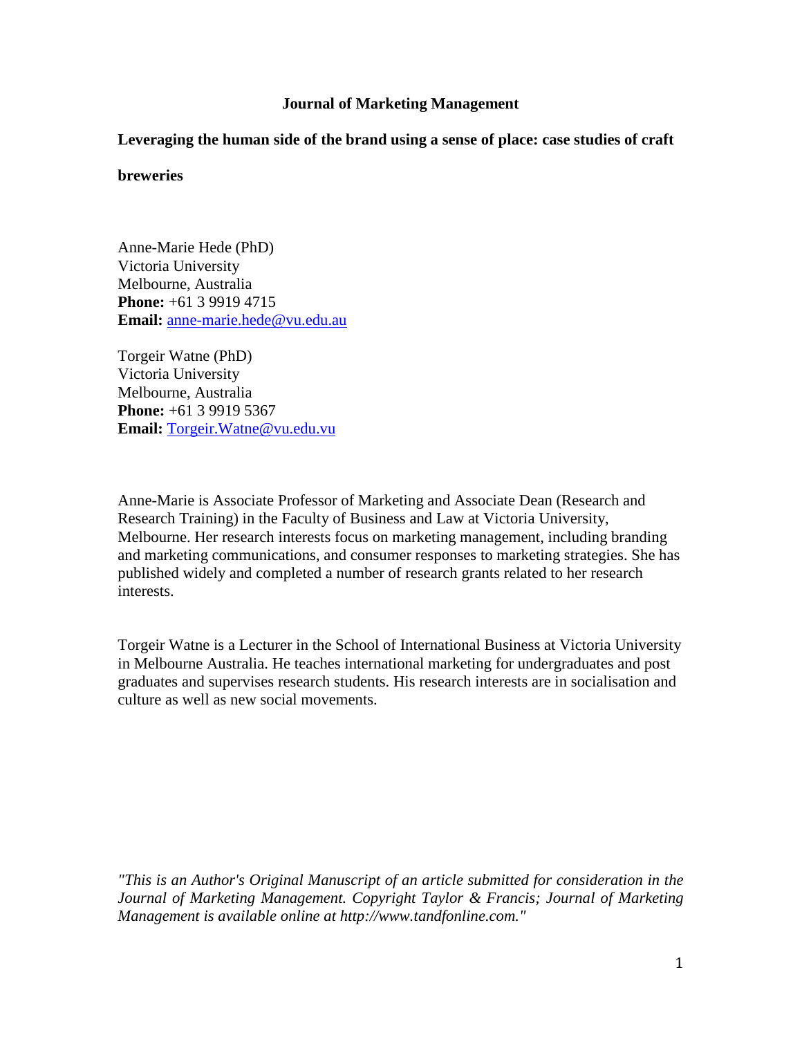**Journal of Marketing Management**

**Leveraging the human side of the brand using a sense of place: case studies of craft breweries**

Anne-Marie Hede (PhD)
Victoria University
Melbourne, Australia
**Phone:** +61 3 9919 4715
**Email:** anne-marie.hede@vu.edu.au

Torgeir Watne (PhD)
Victoria University
Melbourne, Australia
**Phone:** +61 3 9919 5367
**Email:** Torgeir.Watne@vu.edu.vu

Anne-Marie is Associate Professor of Marketing and Associate Dean (Research and Research Training) in the Faculty of Business and Law at Victoria University, Melbourne. Her research interests focus on marketing management, including branding and marketing communications, and consumer responses to marketing strategies. She has published widely and completed a number of research grants related to her research interests.

Torgeir Watne is a Lecturer in the School of International Business at Victoria University in Melbourne Australia. He teaches international marketing for undergraduates and post graduates and supervises research students. His research interests are in socialisation and culture as well as new social movements.

*"This is an Author's Original Manuscript of an article submitted for consideration in the Journal of Marketing Management. Copyright Taylor & Francis; Journal of Marketing Management is available online at http://www.tandfonline.com."*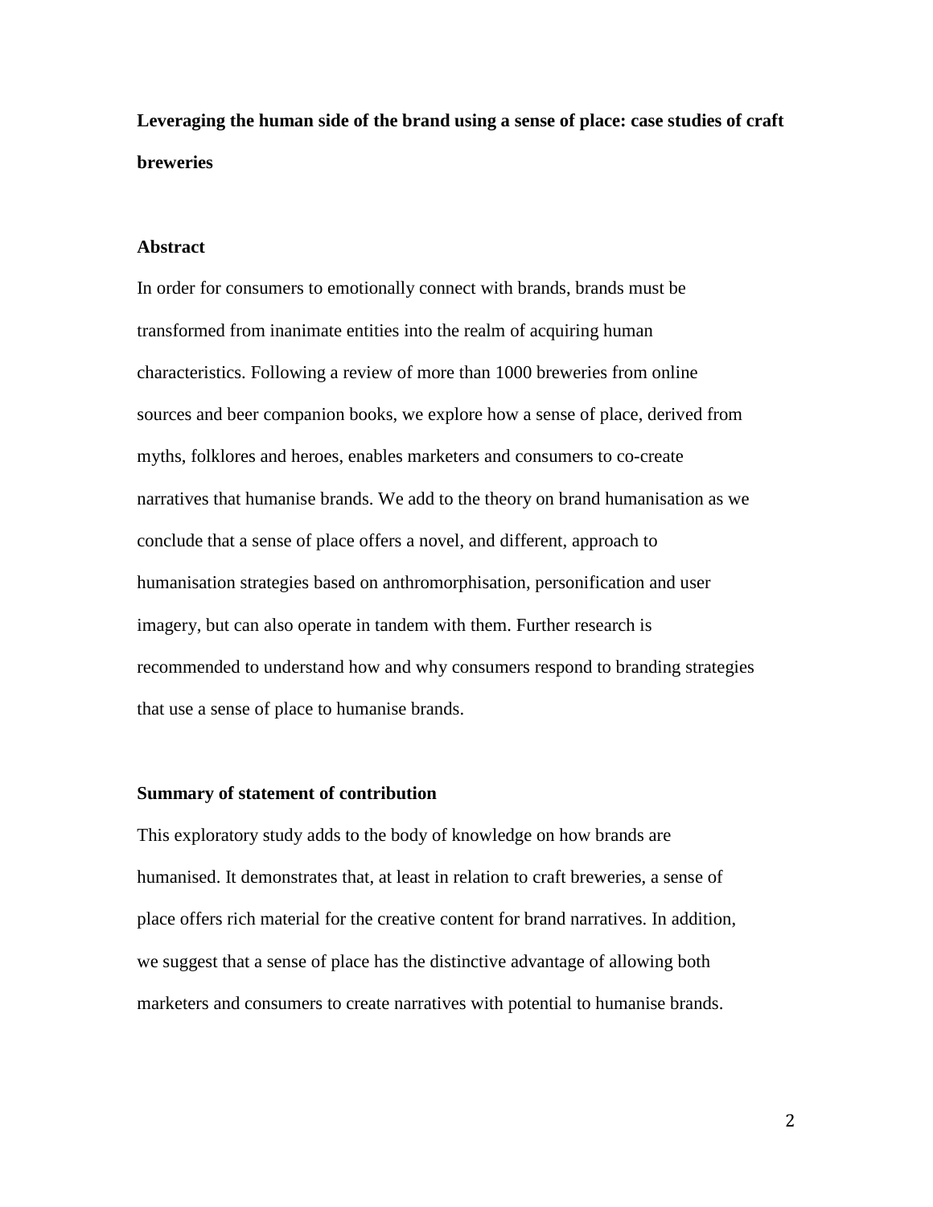# Leveraging the human side of the brand using a sense of place: case studies of craft breweries

## Abstract

In order for consumers to emotionally connect with brands, brands must be transformed from inanimate entities into the realm of acquiring human characteristics. Following a review of more than 1000 breweries from online sources and beer companion books, we explore how a sense of place, derived from myths, folklores and heroes, enables marketers and consumers to co-create narratives that humanise brands. We add to the theory on brand humanisation as we conclude that a sense of place offers a novel, and different, approach to humanisation strategies based on anthromorphisation, personification and user imagery, but can also operate in tandem with them. Further research is recommended to understand how and why consumers respond to branding strategies that use a sense of place to humanise brands.

## Summary of statement of contribution

This exploratory study adds to the body of knowledge on how brands are humanised. It demonstrates that, at least in relation to craft breweries, a sense of place offers rich material for the creative content for brand narratives. In addition, we suggest that a sense of place has the distinctive advantage of allowing both marketers and consumers to create narratives with potential to humanise brands.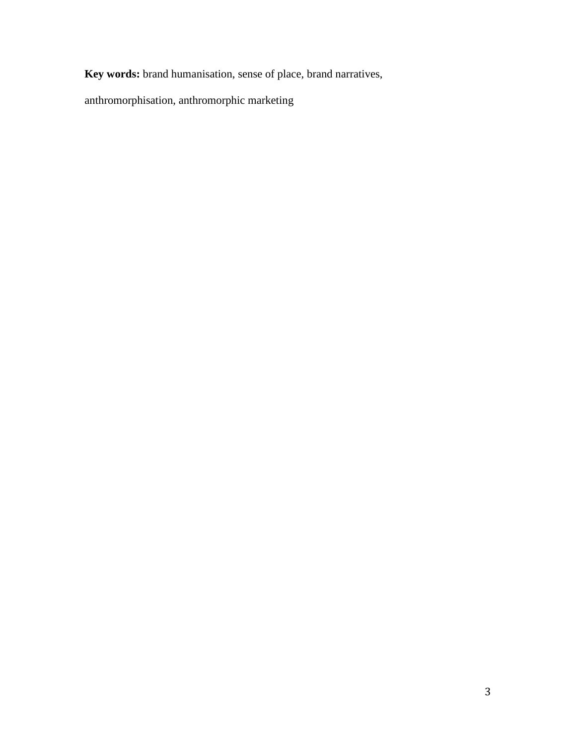**Key words:** brand humanisation, sense of place, brand narratives, anthromorphisation, anthromorphic marketing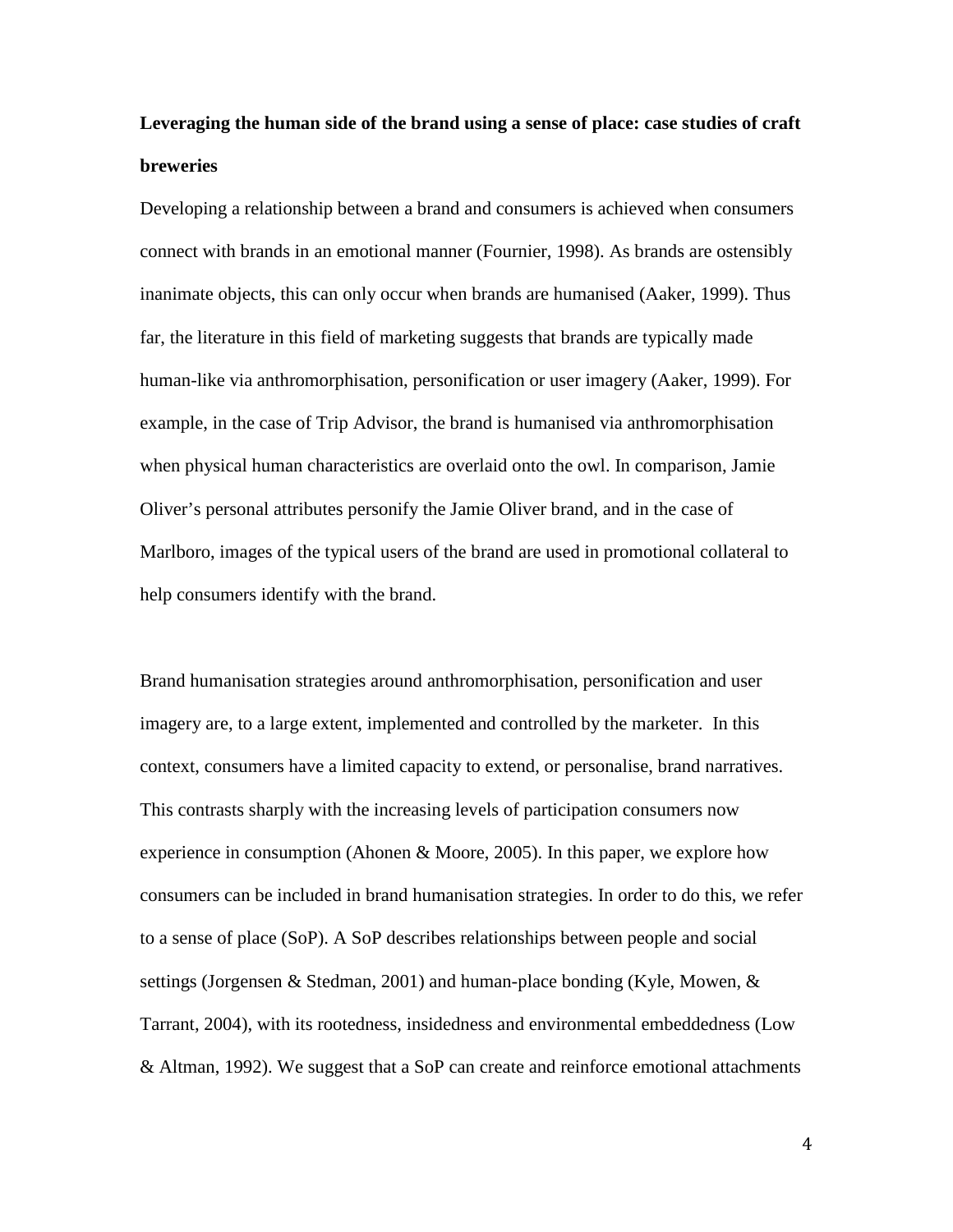**Leveraging the human side of the brand using a sense of place: case studies of craft breweries**

Developing a relationship between a brand and consumers is achieved when consumers connect with brands in an emotional manner (Fournier, 1998). As brands are ostensibly inanimate objects, this can only occur when brands are humanised (Aaker, 1999). Thus far, the literature in this field of marketing suggests that brands are typically made human-like via anthromorphisation, personification or user imagery (Aaker, 1999). For example, in the case of Trip Advisor, the brand is humanised via anthromorphisation when physical human characteristics are overlaid onto the owl. In comparison, Jamie Oliver's personal attributes personify the Jamie Oliver brand, and in the case of Marlboro, images of the typical users of the brand are used in promotional collateral to help consumers identify with the brand.

Brand humanisation strategies around anthromorphisation, personification and user imagery are, to a large extent, implemented and controlled by the marketer. In this context, consumers have a limited capacity to extend, or personalise, brand narratives. This contrasts sharply with the increasing levels of participation consumers now experience in consumption (Ahonen & Moore, 2005). In this paper, we explore how consumers can be included in brand humanisation strategies. In order to do this, we refer to a sense of place (SoP). A SoP describes relationships between people and social settings (Jorgensen & Stedman, 2001) and human-place bonding (Kyle, Mowen, & Tarrant, 2004), with its rootedness, insidedness and environmental embeddedness (Low & Altman, 1992). We suggest that a SoP can create and reinforce emotional attachments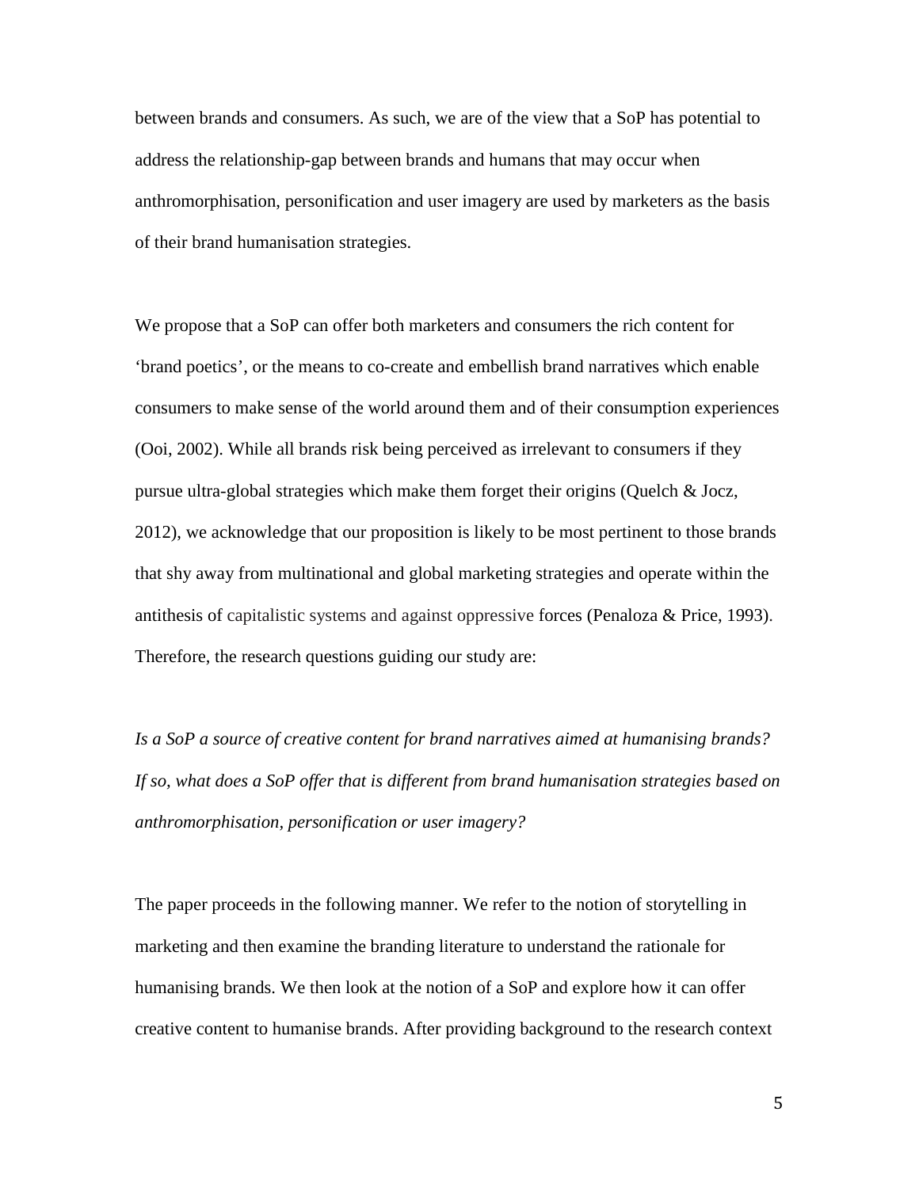between brands and consumers. As such, we are of the view that a SoP has potential to address the relationship-gap between brands and humans that may occur when anthromorphisation, personification and user imagery are used by marketers as the basis of their brand humanisation strategies.

We propose that a SoP can offer both marketers and consumers the rich content for 'brand poetics', or the means to co-create and embellish brand narratives which enable consumers to make sense of the world around them and of their consumption experiences (Ooi, 2002). While all brands risk being perceived as irrelevant to consumers if they pursue ultra-global strategies which make them forget their origins (Quelch & Jocz, 2012), we acknowledge that our proposition is likely to be most pertinent to those brands that shy away from multinational and global marketing strategies and operate within the antithesis of capitalistic systems and against oppressive forces (Penaloza & Price, 1993). Therefore, the research questions guiding our study are:

*Is a SoP a source of creative content for brand narratives aimed at humanising brands? If so, what does a SoP offer that is different from brand humanisation strategies based on anthromorphisation, personification or user imagery?*

The paper proceeds in the following manner. We refer to the notion of storytelling in marketing and then examine the branding literature to understand the rationale for humanising brands. We then look at the notion of a SoP and explore how it can offer creative content to humanise brands. After providing background to the research context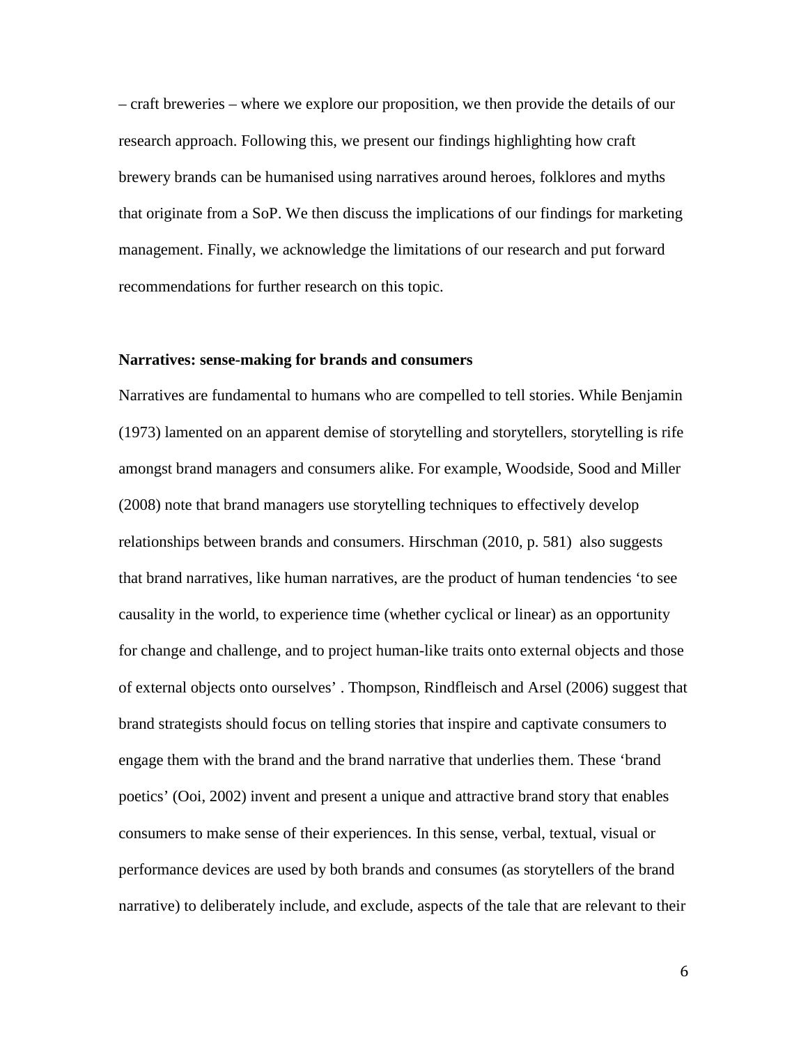– craft breweries – where we explore our proposition, we then provide the details of our research approach. Following this, we present our findings highlighting how craft brewery brands can be humanised using narratives around heroes, folklores and myths that originate from a SoP. We then discuss the implications of our findings for marketing management. Finally, we acknowledge the limitations of our research and put forward recommendations for further research on this topic.

## Narratives: sense-making for brands and consumers

Narratives are fundamental to humans who are compelled to tell stories. While Benjamin (1973) lamented on an apparent demise of storytelling and storytellers, storytelling is rife amongst brand managers and consumers alike. For example, Woodside, Sood and Miller (2008) note that brand managers use storytelling techniques to effectively develop relationships between brands and consumers. Hirschman (2010, p. 581) also suggests that brand narratives, like human narratives, are the product of human tendencies 'to see causality in the world, to experience time (whether cyclical or linear) as an opportunity for change and challenge, and to project human-like traits onto external objects and those of external objects onto ourselves' . Thompson, Rindfleisch and Arsel (2006) suggest that brand strategists should focus on telling stories that inspire and captivate consumers to engage them with the brand and the brand narrative that underlies them. These 'brand poetics' (Ooi, 2002) invent and present a unique and attractive brand story that enables consumers to make sense of their experiences. In this sense, verbal, textual, visual or performance devices are used by both brands and consumes (as storytellers of the brand narrative) to deliberately include, and exclude, aspects of the tale that are relevant to their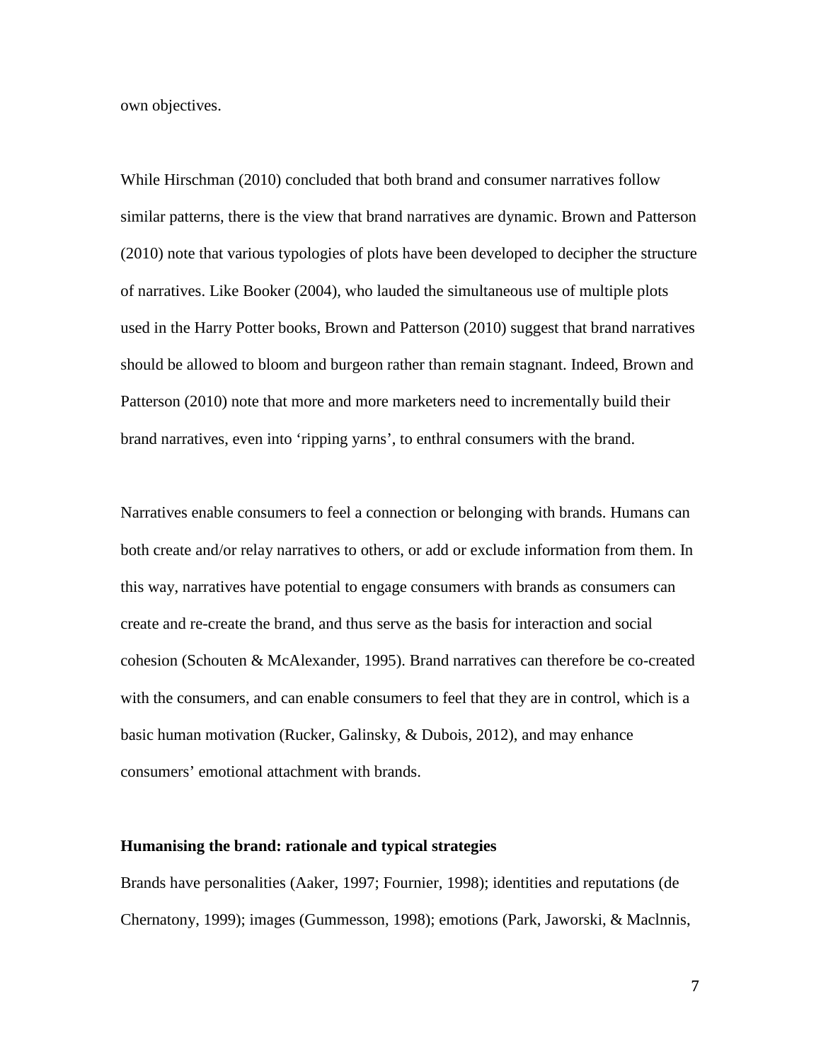own objectives.

While Hirschman (2010) concluded that both brand and consumer narratives follow similar patterns, there is the view that brand narratives are dynamic. Brown and Patterson (2010) note that various typologies of plots have been developed to decipher the structure of narratives. Like Booker (2004), who lauded the simultaneous use of multiple plots used in the Harry Potter books, Brown and Patterson (2010) suggest that brand narratives should be allowed to bloom and burgeon rather than remain stagnant. Indeed, Brown and Patterson (2010) note that more and more marketers need to incrementally build their brand narratives, even into 'ripping yarns', to enthral consumers with the brand.

Narratives enable consumers to feel a connection or belonging with brands. Humans can both create and/or relay narratives to others, or add or exclude information from them. In this way, narratives have potential to engage consumers with brands as consumers can create and re-create the brand, and thus serve as the basis for interaction and social cohesion (Schouten & McAlexander, 1995). Brand narratives can therefore be co-created with the consumers, and can enable consumers to feel that they are in control, which is a basic human motivation (Rucker, Galinsky, & Dubois, 2012), and may enhance consumers' emotional attachment with brands.

**Humanising the brand: rationale and typical strategies**

Brands have personalities (Aaker, 1997; Fournier, 1998); identities and reputations (de Chernatony, 1999); images (Gummesson, 1998); emotions (Park, Jaworski, & Maclnnis,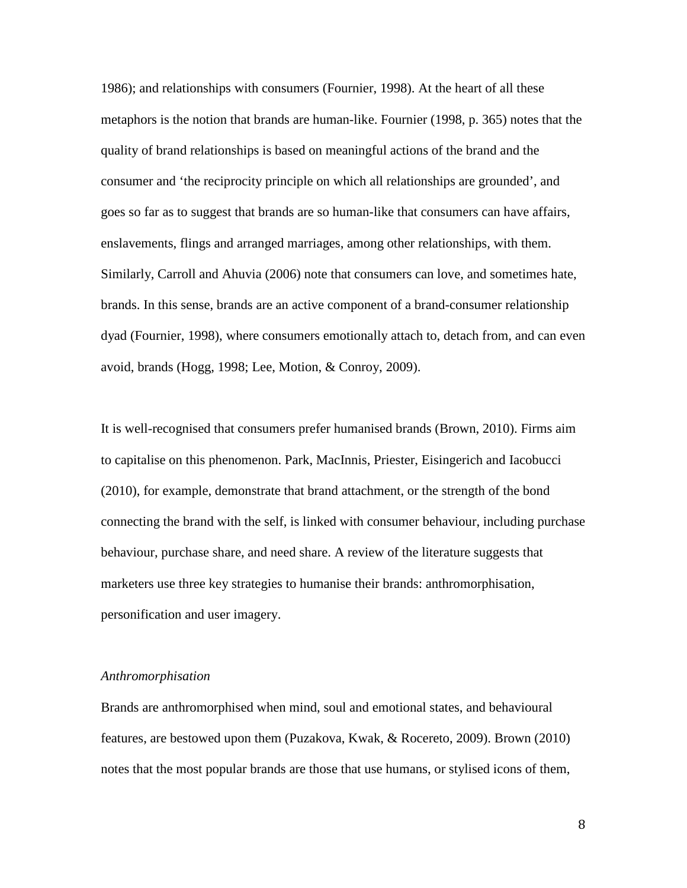1986); and relationships with consumers (Fournier, 1998). At the heart of all these metaphors is the notion that brands are human-like. Fournier (1998, p. 365) notes that the quality of brand relationships is based on meaningful actions of the brand and the consumer and 'the reciprocity principle on which all relationships are grounded', and goes so far as to suggest that brands are so human-like that consumers can have affairs, enslavements, flings and arranged marriages, among other relationships, with them. Similarly, Carroll and Ahuvia (2006) note that consumers can love, and sometimes hate, brands. In this sense, brands are an active component of a brand-consumer relationship dyad (Fournier, 1998), where consumers emotionally attach to, detach from, and can even avoid, brands (Hogg, 1998; Lee, Motion, & Conroy, 2009).

It is well-recognised that consumers prefer humanised brands (Brown, 2010). Firms aim to capitalise on this phenomenon. Park, MacInnis, Priester, Eisingerich and Iacobucci (2010), for example, demonstrate that brand attachment, or the strength of the bond connecting the brand with the self, is linked with consumer behaviour, including purchase behaviour, purchase share, and need share. A review of the literature suggests that marketers use three key strategies to humanise their brands: anthromorphisation, personification and user imagery.

*Anthromorphisation*

Brands are anthromorphised when mind, soul and emotional states, and behavioural features, are bestowed upon them (Puzakova, Kwak, & Rocereto, 2009). Brown (2010) notes that the most popular brands are those that use humans, or stylised icons of them,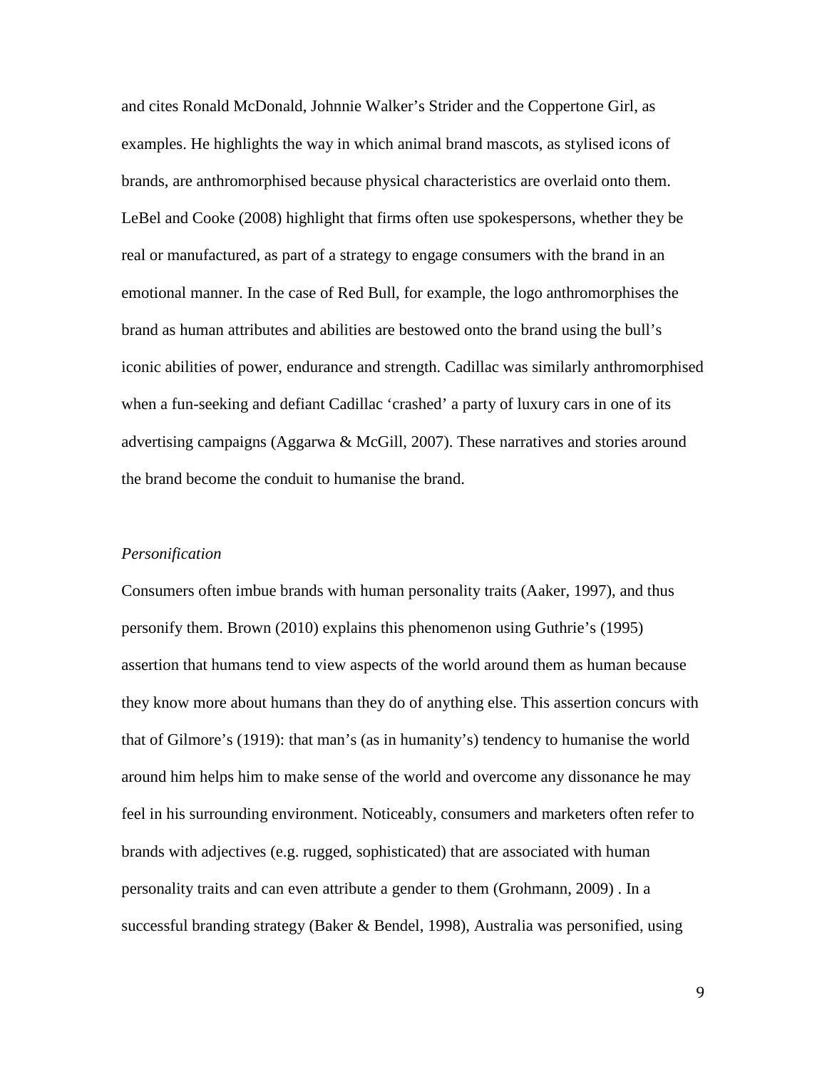and cites Ronald McDonald, Johnnie Walker's Strider and the Coppertone Girl, as examples. He highlights the way in which animal brand mascots, as stylised icons of brands, are anthromorphised because physical characteristics are overlaid onto them. LeBel and Cooke (2008) highlight that firms often use spokespersons, whether they be real or manufactured, as part of a strategy to engage consumers with the brand in an emotional manner. In the case of Red Bull, for example, the logo anthromorphises the brand as human attributes and abilities are bestowed onto the brand using the bull's iconic abilities of power, endurance and strength. Cadillac was similarly anthromorphised when a fun-seeking and defiant Cadillac 'crashed' a party of luxury cars in one of its advertising campaigns (Aggarwa & McGill, 2007). These narratives and stories around the brand become the conduit to humanise the brand.

*Personification*

Consumers often imbue brands with human personality traits (Aaker, 1997), and thus personify them. Brown (2010) explains this phenomenon using Guthrie's (1995) assertion that humans tend to view aspects of the world around them as human because they know more about humans than they do of anything else. This assertion concurs with that of Gilmore's (1919): that man's (as in humanity's) tendency to humanise the world around him helps him to make sense of the world and overcome any dissonance he may feel in his surrounding environment. Noticeably, consumers and marketers often refer to brands with adjectives (e.g. rugged, sophisticated) that are associated with human personality traits and can even attribute a gender to them (Grohmann, 2009) . In a successful branding strategy (Baker & Bendel, 1998), Australia was personified, using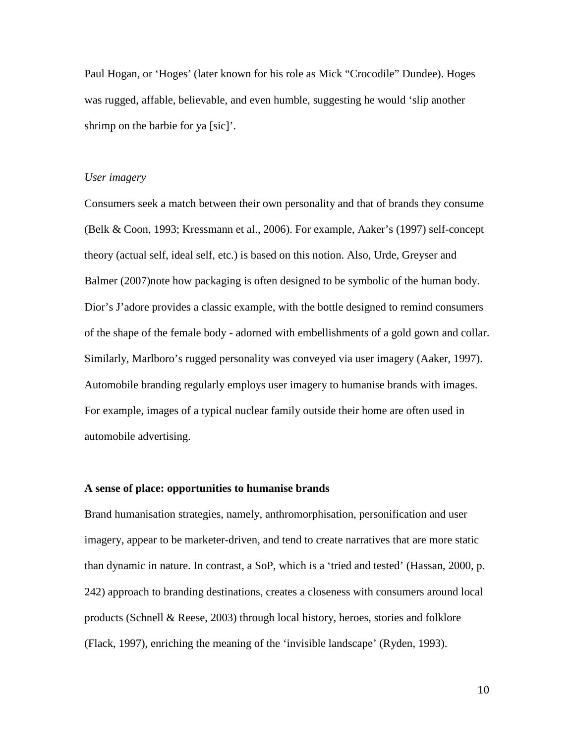Paul Hogan, or 'Hoges' (later known for his role as Mick "Crocodile" Dundee). Hoges was rugged, affable, believable, and even humble, suggesting he would 'slip another shrimp on the barbie for ya [sic]'.

*User imagery*

Consumers seek a match between their own personality and that of brands they consume (Belk & Coon, 1993; Kressmann et al., 2006). For example, Aaker's (1997) self-concept theory (actual self, ideal self, etc.) is based on this notion. Also, Urde, Greyser and Balmer (2007)note how packaging is often designed to be symbolic of the human body. Dior's J'adore provides a classic example, with the bottle designed to remind consumers of the shape of the female body - adorned with embellishments of a gold gown and collar. Similarly, Marlboro's rugged personality was conveyed via user imagery (Aaker, 1997). Automobile branding regularly employs user imagery to humanise brands with images. For example, images of a typical nuclear family outside their home are often used in automobile advertising.

**A sense of place: opportunities to humanise brands**

Brand humanisation strategies, namely, anthromorphisation, personification and user imagery, appear to be marketer-driven, and tend to create narratives that are more static than dynamic in nature. In contrast, a SoP, which is a 'tried and tested' (Hassan, 2000, p. 242) approach to branding destinations, creates a closeness with consumers around local products (Schnell & Reese, 2003) through local history, heroes, stories and folklore (Flack, 1997), enriching the meaning of the 'invisible landscape' (Ryden, 1993).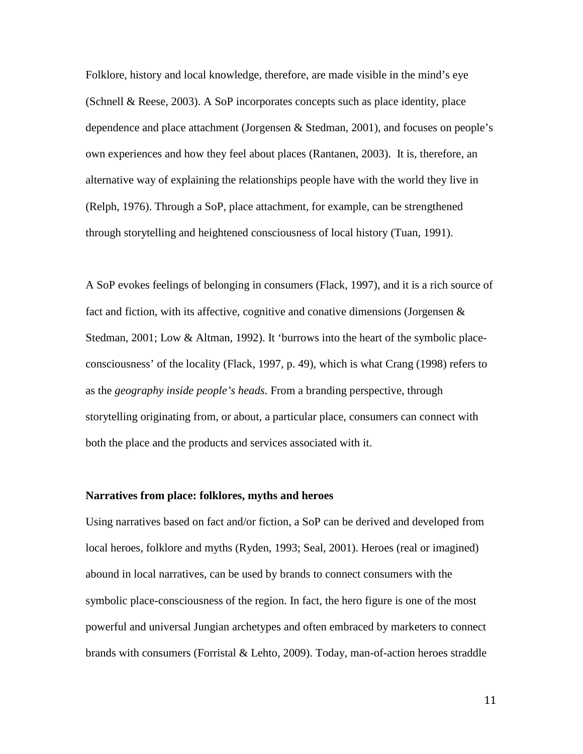Folklore, history and local knowledge, therefore, are made visible in the mind's eye (Schnell & Reese, 2003). A SoP incorporates concepts such as place identity, place dependence and place attachment (Jorgensen & Stedman, 2001), and focuses on people's own experiences and how they feel about places (Rantanen, 2003). It is, therefore, an alternative way of explaining the relationships people have with the world they live in (Relph, 1976). Through a SoP, place attachment, for example, can be strengthened through storytelling and heightened consciousness of local history (Tuan, 1991).

A SoP evokes feelings of belonging in consumers (Flack, 1997), and it is a rich source of fact and fiction, with its affective, cognitive and conative dimensions (Jorgensen & Stedman, 2001; Low & Altman, 1992). It 'burrows into the heart of the symbolic place-consciousness' of the locality (Flack, 1997, p. 49), which is what Crang (1998) refers to as the *geography inside people's heads.* From a branding perspective, through storytelling originating from, or about, a particular place, consumers can connect with both the place and the products and services associated with it.

**Narratives from place: folklores, myths and heroes**

Using narratives based on fact and/or fiction, a SoP can be derived and developed from local heroes, folklore and myths (Ryden, 1993; Seal, 2001). Heroes (real or imagined) abound in local narratives, can be used by brands to connect consumers with the symbolic place-consciousness of the region. In fact, the hero figure is one of the most powerful and universal Jungian archetypes and often embraced by marketers to connect brands with consumers (Forristal & Lehto, 2009). Today, man-of-action heroes straddle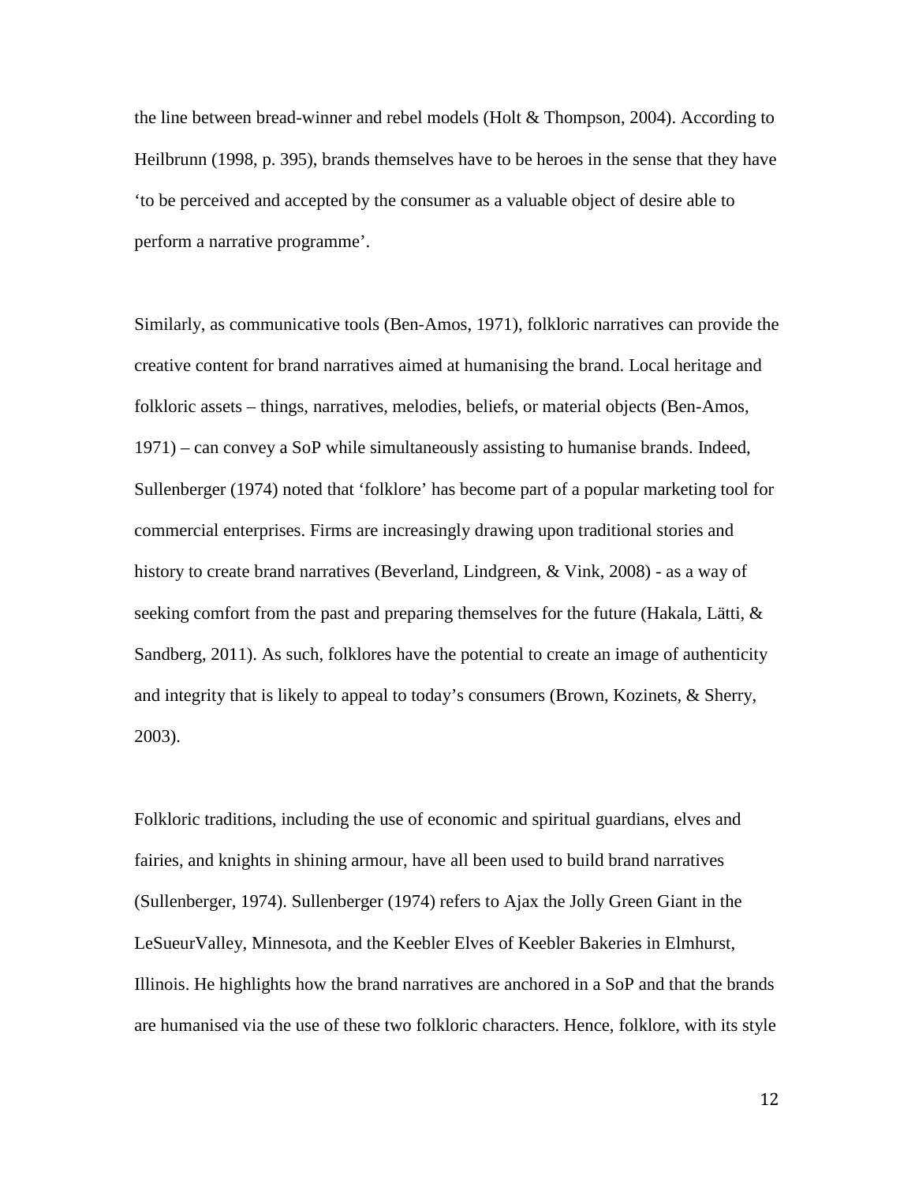the line between bread-winner and rebel models (Holt & Thompson, 2004). According to Heilbrunn (1998, p. 395), brands themselves have to be heroes in the sense that they have 'to be perceived and accepted by the consumer as a valuable object of desire able to perform a narrative programme'.

Similarly, as communicative tools (Ben-Amos, 1971), folkloric narratives can provide the creative content for brand narratives aimed at humanising the brand. Local heritage and folkloric assets – things, narratives, melodies, beliefs, or material objects (Ben-Amos, 1971) – can convey a SoP while simultaneously assisting to humanise brands. Indeed, Sullenberger (1974) noted that 'folklore' has become part of a popular marketing tool for commercial enterprises. Firms are increasingly drawing upon traditional stories and history to create brand narratives (Beverland, Lindgreen, & Vink, 2008) - as a way of seeking comfort from the past and preparing themselves for the future (Hakala, Lätti, & Sandberg, 2011). As such, folklores have the potential to create an image of authenticity and integrity that is likely to appeal to today's consumers (Brown, Kozinets, & Sherry, 2003).

Folkloric traditions, including the use of economic and spiritual guardians, elves and fairies, and knights in shining armour, have all been used to build brand narratives (Sullenberger, 1974). Sullenberger (1974) refers to Ajax the Jolly Green Giant in the LeSueurValley, Minnesota, and the Keebler Elves of Keebler Bakeries in Elmhurst, Illinois. He highlights how the brand narratives are anchored in a SoP and that the brands are humanised via the use of these two folkloric characters. Hence, folklore, with its style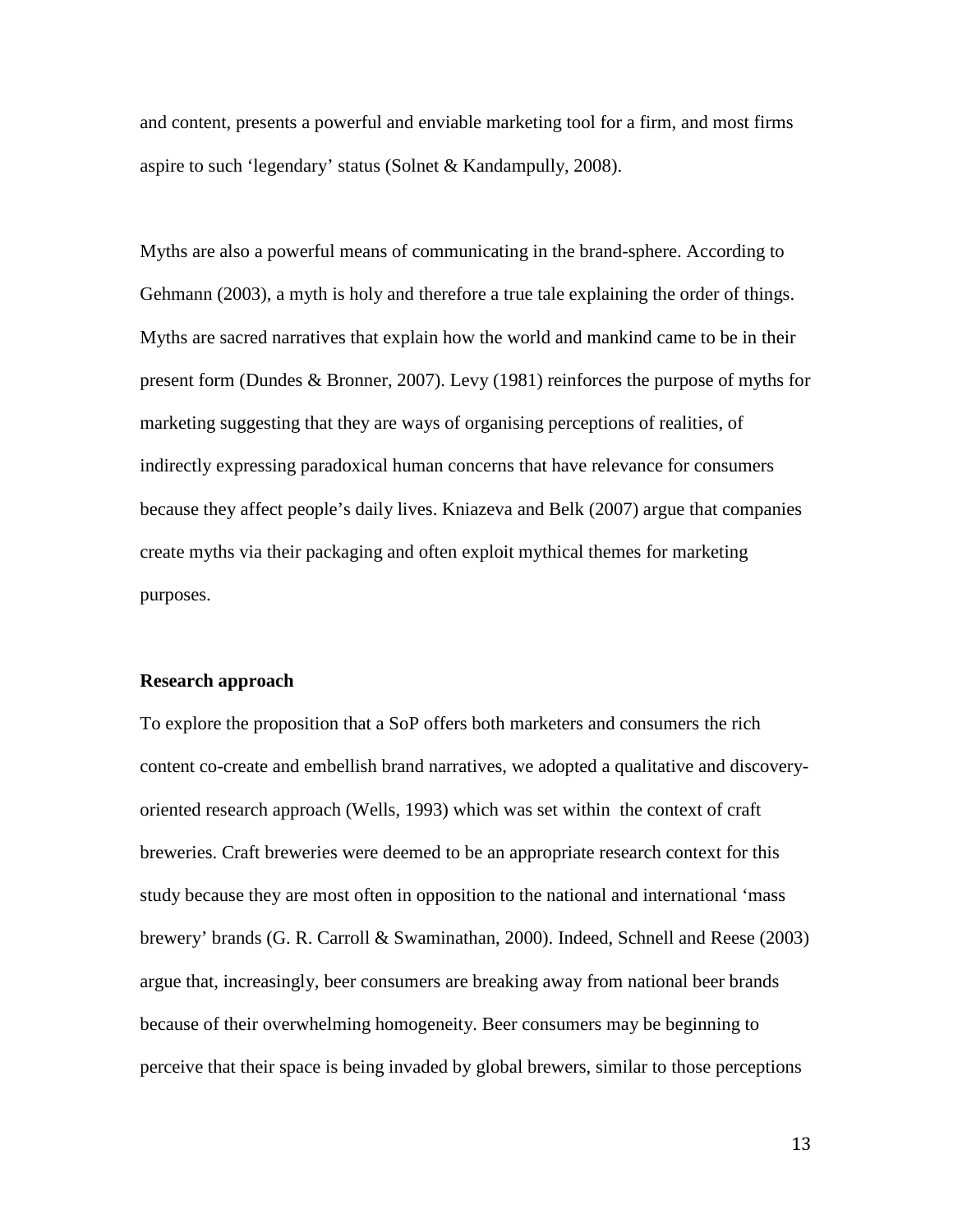and content, presents a powerful and enviable marketing tool for a firm, and most firms aspire to such 'legendary' status (Solnet & Kandampully, 2008).

Myths are also a powerful means of communicating in the brand-sphere. According to Gehmann (2003), a myth is holy and therefore a true tale explaining the order of things. Myths are sacred narratives that explain how the world and mankind came to be in their present form (Dundes & Bronner, 2007). Levy (1981) reinforces the purpose of myths for marketing suggesting that they are ways of organising perceptions of realities, of indirectly expressing paradoxical human concerns that have relevance for consumers because they affect people's daily lives. Kniazeva and Belk (2007) argue that companies create myths via their packaging and often exploit mythical themes for marketing purposes.

**Research approach**

To explore the proposition that a SoP offers both marketers and consumers the rich content co-create and embellish brand narratives, we adopted a qualitative and discovery-oriented research approach (Wells, 1993) which was set within the context of craft breweries. Craft breweries were deemed to be an appropriate research context for this study because they are most often in opposition to the national and international 'mass brewery' brands (G. R. Carroll & Swaminathan, 2000). Indeed, Schnell and Reese (2003) argue that, increasingly, beer consumers are breaking away from national beer brands because of their overwhelming homogeneity. Beer consumers may be beginning to perceive that their space is being invaded by global brewers, similar to those perceptions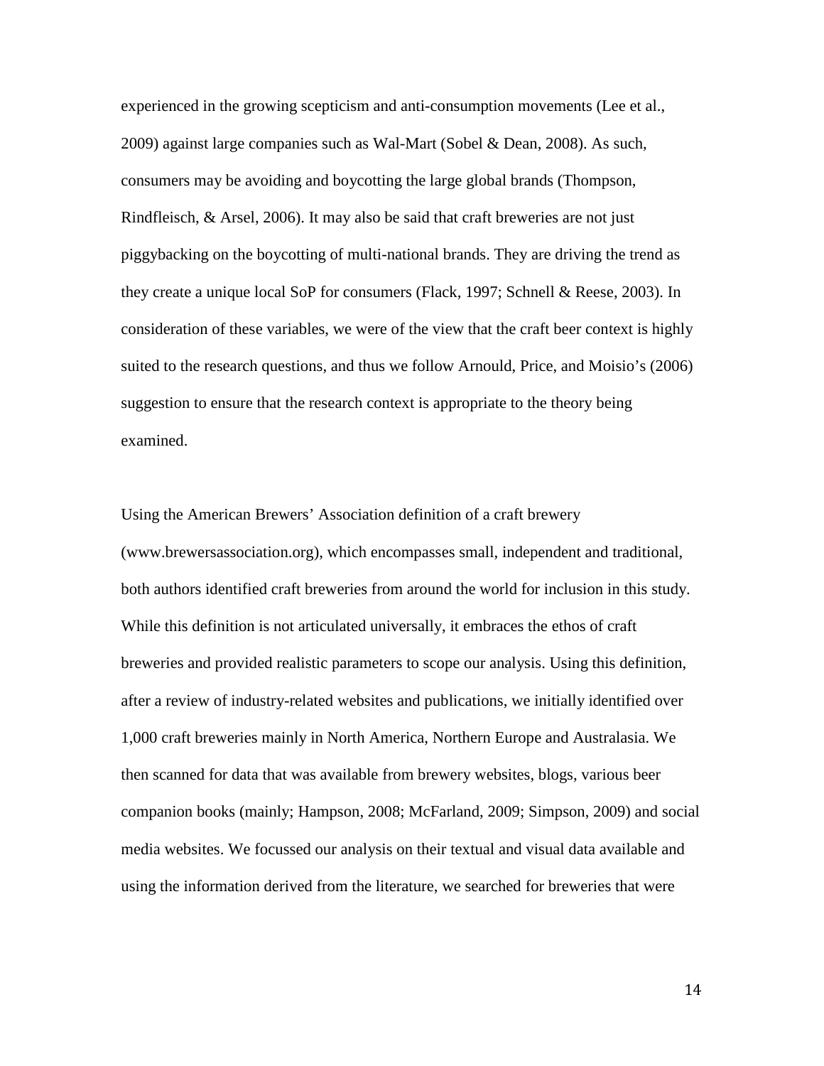experienced in the growing scepticism and anti-consumption movements (Lee et al., 2009) against large companies such as Wal-Mart (Sobel & Dean, 2008). As such, consumers may be avoiding and boycotting the large global brands (Thompson, Rindfleisch, & Arsel, 2006). It may also be said that craft breweries are not just piggybacking on the boycotting of multi-national brands. They are driving the trend as they create a unique local SoP for consumers (Flack, 1997; Schnell & Reese, 2003). In consideration of these variables, we were of the view that the craft beer context is highly suited to the research questions, and thus we follow Arnould, Price, and Moisio's (2006) suggestion to ensure that the research context is appropriate to the theory being examined.

Using the American Brewers' Association definition of a craft brewery (www.brewersassociation.org), which encompasses small, independent and traditional, both authors identified craft breweries from around the world for inclusion in this study. While this definition is not articulated universally, it embraces the ethos of craft breweries and provided realistic parameters to scope our analysis. Using this definition, after a review of industry-related websites and publications, we initially identified over 1,000 craft breweries mainly in North America, Northern Europe and Australasia. We then scanned for data that was available from brewery websites, blogs, various beer companion books (mainly; Hampson, 2008; McFarland, 2009; Simpson, 2009) and social media websites. We focussed our analysis on their textual and visual data available and using the information derived from the literature, we searched for breweries that were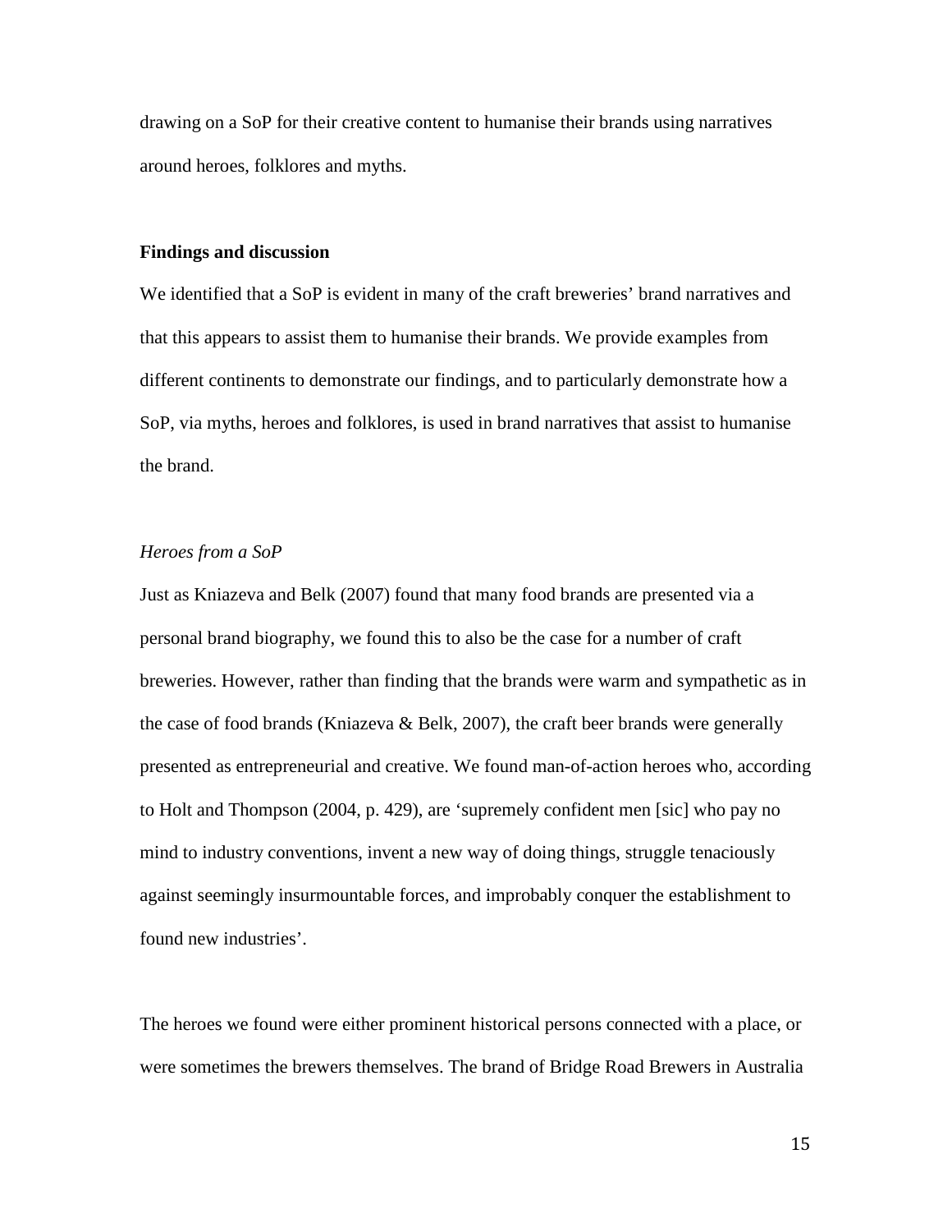drawing on a SoP for their creative content to humanise their brands using narratives around heroes, folklores and myths.

## Findings and discussion

We identified that a SoP is evident in many of the craft breweries' brand narratives and that this appears to assist them to humanise their brands. We provide examples from different continents to demonstrate our findings, and to particularly demonstrate how a SoP, via myths, heroes and folklores, is used in brand narratives that assist to humanise the brand.

### *Heroes from a SoP*

Just as Kniazeva and Belk (2007) found that many food brands are presented via a personal brand biography, we found this to also be the case for a number of craft breweries. However, rather than finding that the brands were warm and sympathetic as in the case of food brands (Kniazeva & Belk, 2007), the craft beer brands were generally presented as entrepreneurial and creative. We found man-of-action heroes who, according to Holt and Thompson (2004, p. 429), are 'supremely confident men [sic] who pay no mind to industry conventions, invent a new way of doing things, struggle tenaciously against seemingly insurmountable forces, and improbably conquer the establishment to found new industries'.

The heroes we found were either prominent historical persons connected with a place, or were sometimes the brewers themselves. The brand of Bridge Road Brewers in Australia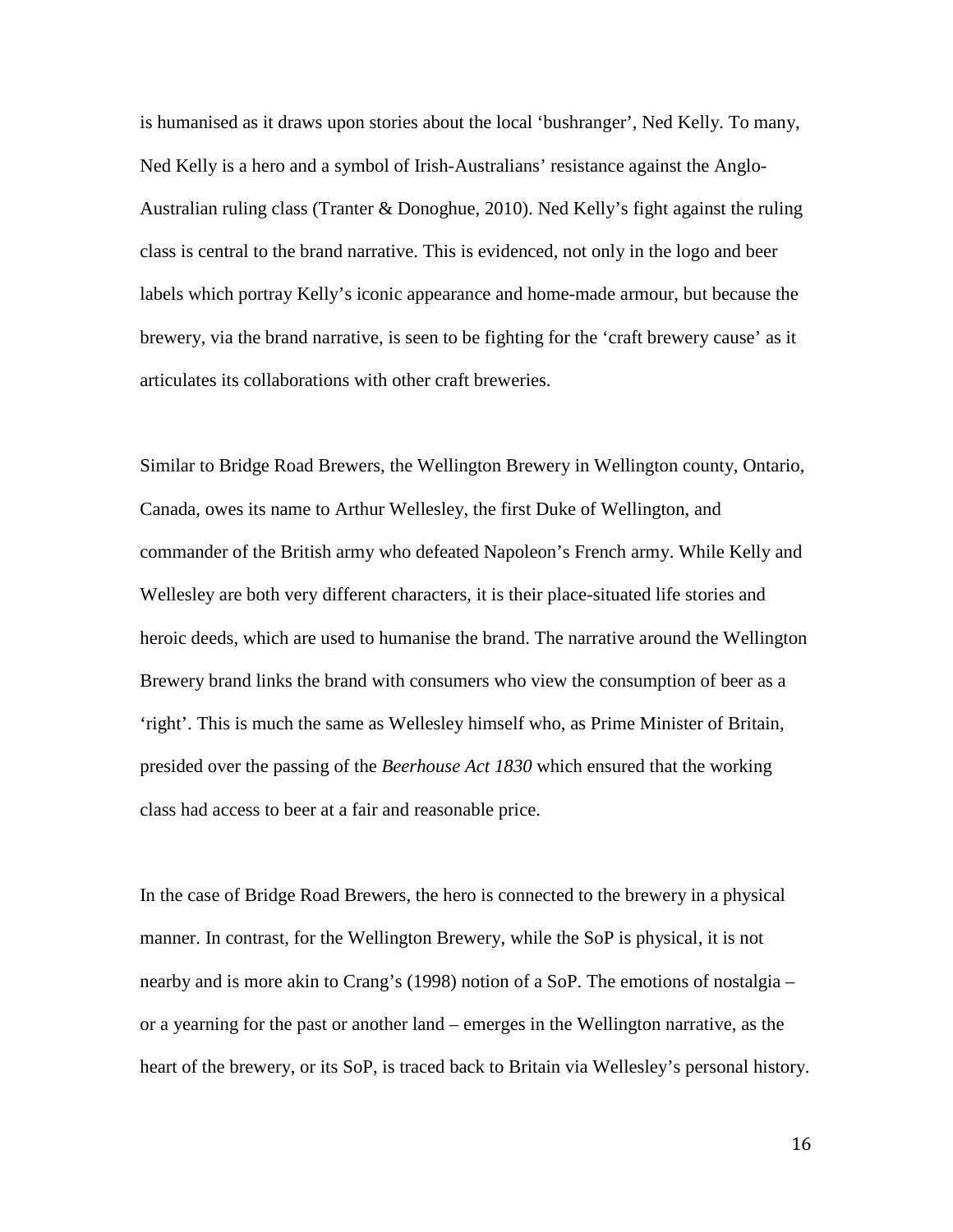is humanised as it draws upon stories about the local 'bushranger', Ned Kelly. To many, Ned Kelly is a hero and a symbol of Irish-Australians' resistance against the Anglo-Australian ruling class (Tranter & Donoghue, 2010). Ned Kelly's fight against the ruling class is central to the brand narrative. This is evidenced, not only in the logo and beer labels which portray Kelly's iconic appearance and home-made armour, but because the brewery, via the brand narrative, is seen to be fighting for the 'craft brewery cause' as it articulates its collaborations with other craft breweries.

Similar to Bridge Road Brewers, the Wellington Brewery in Wellington county, Ontario, Canada, owes its name to Arthur Wellesley, the first Duke of Wellington, and commander of the British army who defeated Napoleon's French army. While Kelly and Wellesley are both very different characters, it is their place-situated life stories and heroic deeds, which are used to humanise the brand. The narrative around the Wellington Brewery brand links the brand with consumers who view the consumption of beer as a 'right'. This is much the same as Wellesley himself who, as Prime Minister of Britain, presided over the passing of the *Beerhouse Act 1830* which ensured that the working class had access to beer at a fair and reasonable price.

In the case of Bridge Road Brewers, the hero is connected to the brewery in a physical manner. In contrast, for the Wellington Brewery, while the SoP is physical, it is not nearby and is more akin to Crang's (1998) notion of a SoP. The emotions of nostalgia – or a yearning for the past or another land – emerges in the Wellington narrative, as the heart of the brewery, or its SoP, is traced back to Britain via Wellesley's personal history.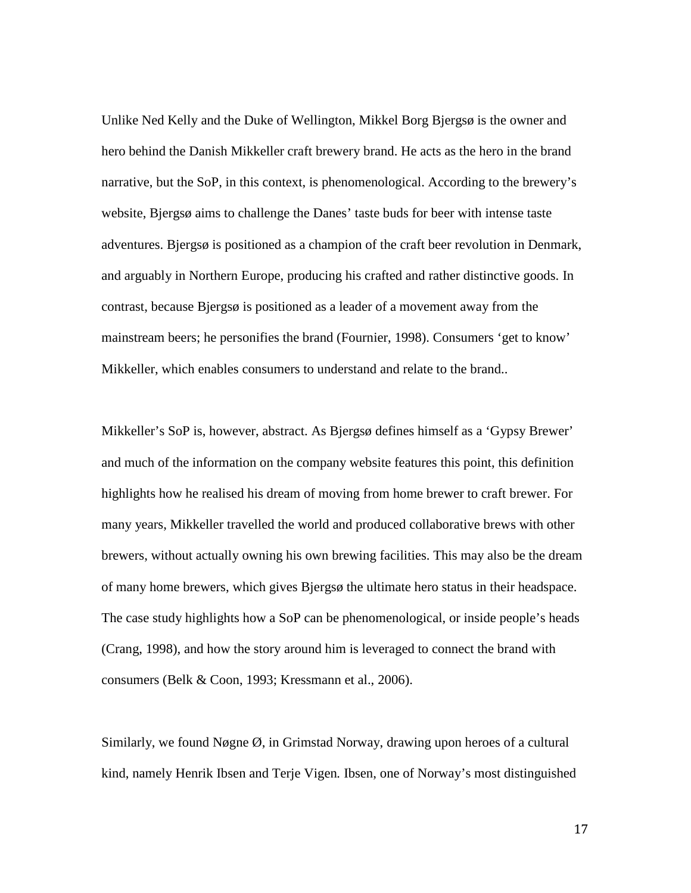Unlike Ned Kelly and the Duke of Wellington, Mikkel Borg Bjergsø is the owner and hero behind the Danish Mikkeller craft brewery brand. He acts as the hero in the brand narrative, but the SoP, in this context, is phenomenological. According to the brewery's website, Bjergsø aims to challenge the Danes' taste buds for beer with intense taste adventures. Bjergsø is positioned as a champion of the craft beer revolution in Denmark, and arguably in Northern Europe, producing his crafted and rather distinctive goods. In contrast, because Bjergsø is positioned as a leader of a movement away from the mainstream beers; he personifies the brand (Fournier, 1998). Consumers 'get to know' Mikkeller, which enables consumers to understand and relate to the brand..

Mikkeller's SoP is, however, abstract. As Bjergsø defines himself as a 'Gypsy Brewer' and much of the information on the company website features this point, this definition highlights how he realised his dream of moving from home brewer to craft brewer. For many years, Mikkeller travelled the world and produced collaborative brews with other brewers, without actually owning his own brewing facilities. This may also be the dream of many home brewers, which gives Bjergsø the ultimate hero status in their headspace. The case study highlights how a SoP can be phenomenological, or inside people's heads (Crang, 1998), and how the story around him is leveraged to connect the brand with consumers (Belk & Coon, 1993; Kressmann et al., 2006).

Similarly, we found Nøgne Ø, in Grimstad Norway, drawing upon heroes of a cultural kind, namely Henrik Ibsen and Terje Vigen. Ibsen, one of Norway's most distinguished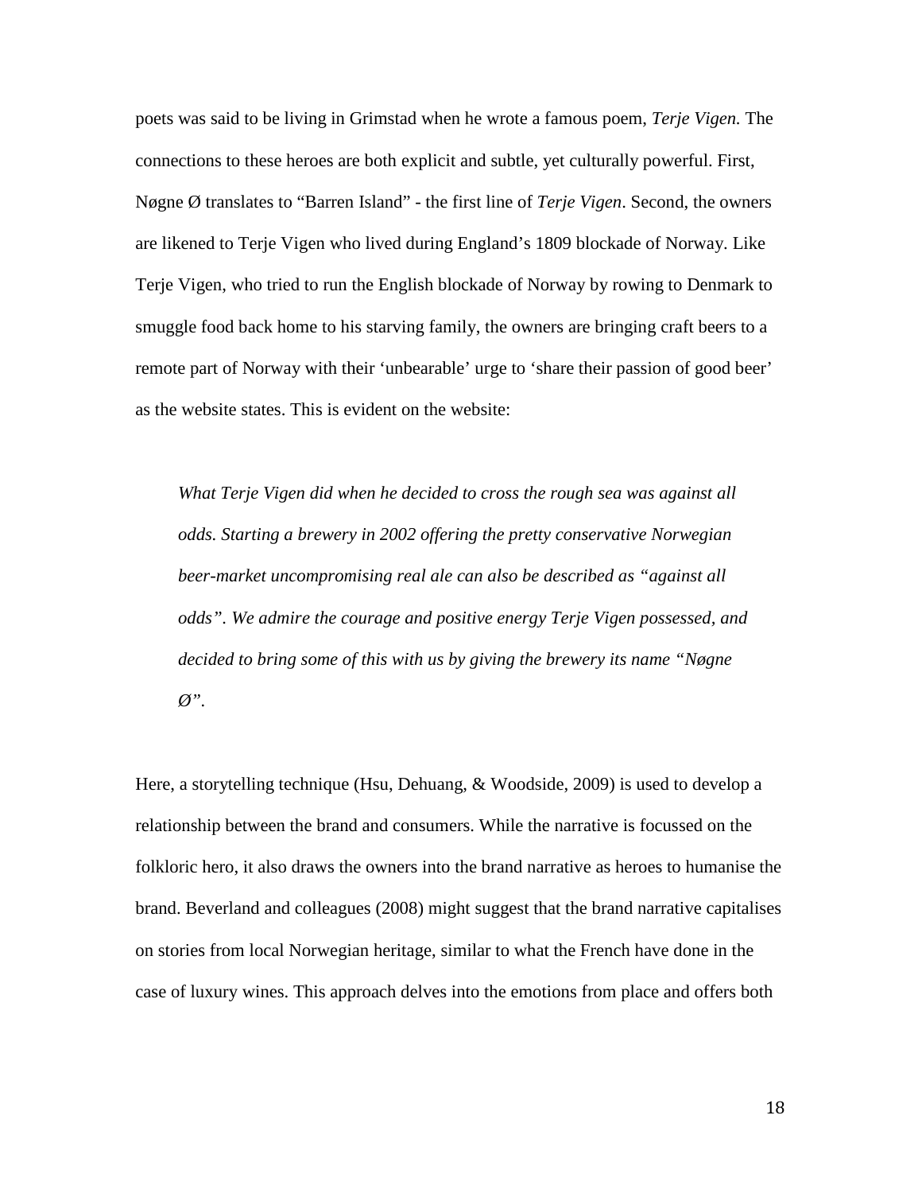poets was said to be living in Grimstad when he wrote a famous poem, *Terje Vigen.* The connections to these heroes are both explicit and subtle, yet culturally powerful. First, Nøgne Ø translates to "Barren Island" - the first line of *Terje Vigen*. Second, the owners are likened to Terje Vigen who lived during England's 1809 blockade of Norway. Like Terje Vigen, who tried to run the English blockade of Norway by rowing to Denmark to smuggle food back home to his starving family, the owners are bringing craft beers to a remote part of Norway with their 'unbearable' urge to 'share their passion of good beer' as the website states. This is evident on the website:

> *What Terje Vigen did when he decided to cross the rough sea was against all odds. Starting a brewery in 2002 offering the pretty conservative Norwegian beer-market uncompromising real ale can also be described as "against all odds". We admire the courage and positive energy Terje Vigen possessed, and decided to bring some of this with us by giving the brewery its name "Nøgne Ø".*

Here, a storytelling technique (Hsu, Dehuang, & Woodside, 2009) is used to develop a relationship between the brand and consumers. While the narrative is focussed on the folkloric hero, it also draws the owners into the brand narrative as heroes to humanise the brand. Beverland and colleagues (2008) might suggest that the brand narrative capitalises on stories from local Norwegian heritage, similar to what the French have done in the case of luxury wines. This approach delves into the emotions from place and offers both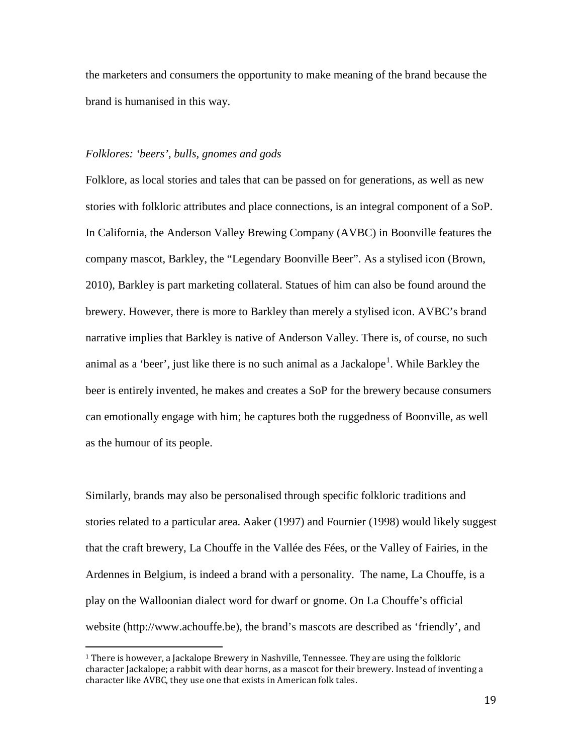the marketers and consumers the opportunity to make meaning of the brand because the brand is humanised in this way.

*Folklores: 'beers', bulls, gnomes and gods*

Folklore, as local stories and tales that can be passed on for generations, as well as new stories with folkloric attributes and place connections, is an integral component of a SoP. In California, the Anderson Valley Brewing Company (AVBC) in Boonville features the company mascot, Barkley, the "Legendary Boonville Beer". As a stylised icon (Brown, 2010), Barkley is part marketing collateral. Statues of him can also be found around the brewery. However, there is more to Barkley than merely a stylised icon. AVBC's brand narrative implies that Barkley is native of Anderson Valley. There is, of course, no such animal as a 'beer', just like there is no such animal as a Jackalope[1]. While Barkley the beer is entirely invented, he makes and creates a SoP for the brewery because consumers can emotionally engage with him; he captures both the ruggedness of Boonville, as well as the humour of its people.

Similarly, brands may also be personalised through specific folkloric traditions and stories related to a particular area. Aaker (1997) and Fournier (1998) would likely suggest that the craft brewery, La Chouffe in the Vallée des Fées, or the Valley of Fairies, in the Ardennes in Belgium, is indeed a brand with a personality. The name, La Chouffe, is a play on the Walloonian dialect word for dwarf or gnome. On La Chouffe's official website (http://www.achouffe.be), the brand's mascots are described as 'friendly', and

---

[1] There is however, a Jackalope Brewery in Nashville, Tennessee. They are using the folkloric character Jackalope; a rabbit with dear horns, as a mascot for their brewery. Instead of inventing a character like AVBC, they use one that exists in American folk tales.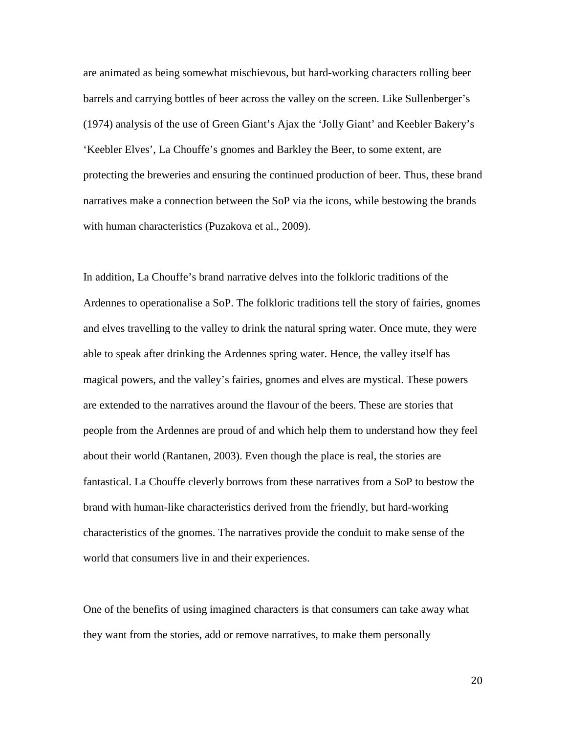are animated as being somewhat mischievous, but hard-working characters rolling beer barrels and carrying bottles of beer across the valley on the screen. Like Sullenberger's (1974) analysis of the use of Green Giant's Ajax the 'Jolly Giant' and Keebler Bakery's 'Keebler Elves', La Chouffe's gnomes and Barkley the Beer, to some extent, are protecting the breweries and ensuring the continued production of beer. Thus, these brand narratives make a connection between the SoP via the icons, while bestowing the brands with human characteristics (Puzakova et al., 2009).

In addition, La Chouffe's brand narrative delves into the folkloric traditions of the Ardennes to operationalise a SoP. The folkloric traditions tell the story of fairies, gnomes and elves travelling to the valley to drink the natural spring water. Once mute, they were able to speak after drinking the Ardennes spring water. Hence, the valley itself has magical powers, and the valley's fairies, gnomes and elves are mystical. These powers are extended to the narratives around the flavour of the beers. These are stories that people from the Ardennes are proud of and which help them to understand how they feel about their world (Rantanen, 2003). Even though the place is real, the stories are fantastical. La Chouffe cleverly borrows from these narratives from a SoP to bestow the brand with human-like characteristics derived from the friendly, but hard-working characteristics of the gnomes. The narratives provide the conduit to make sense of the world that consumers live in and their experiences.

One of the benefits of using imagined characters is that consumers can take away what they want from the stories, add or remove narratives, to make them personally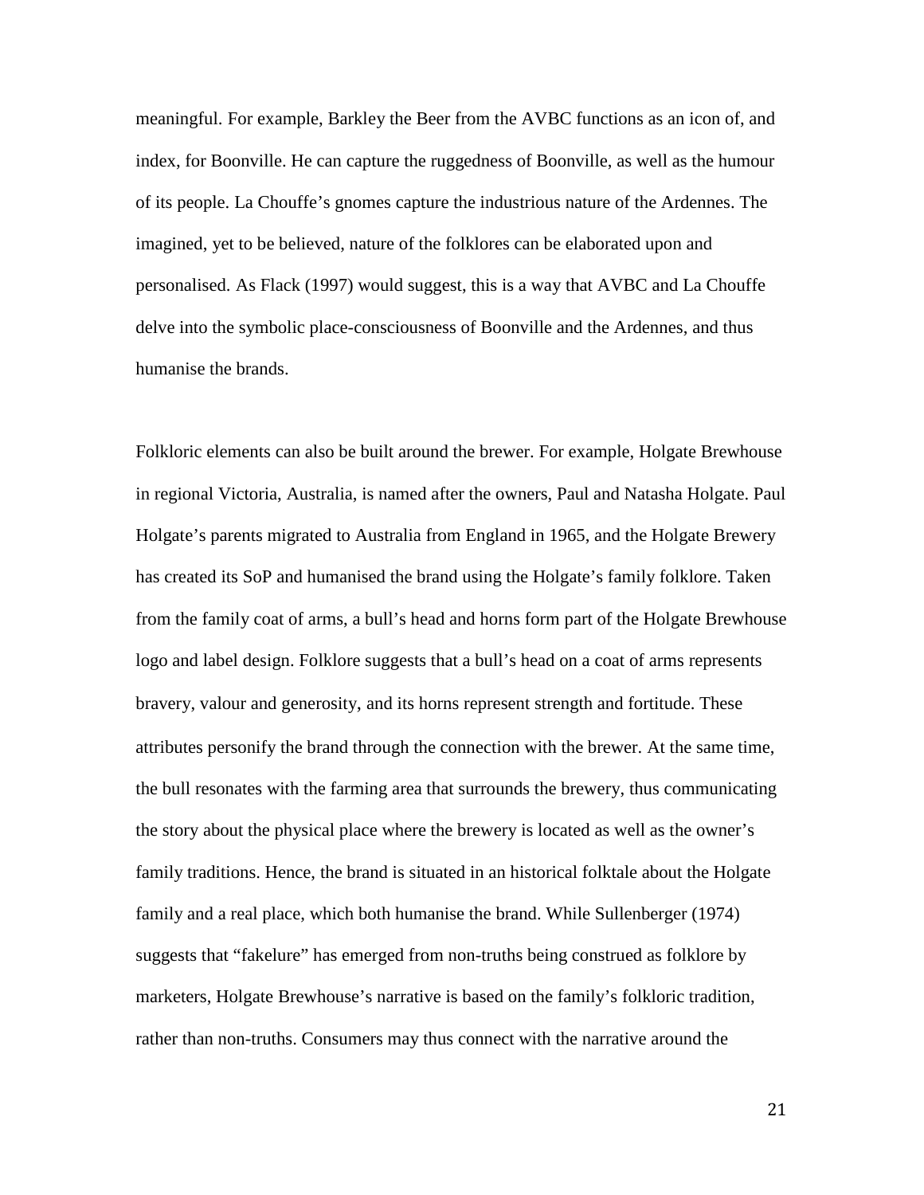meaningful. For example, Barkley the Beer from the AVBC functions as an icon of, and index, for Boonville. He can capture the ruggedness of Boonville, as well as the humour of its people. La Chouffe's gnomes capture the industrious nature of the Ardennes. The imagined, yet to be believed, nature of the folklores can be elaborated upon and personalised. As Flack (1997) would suggest, this is a way that AVBC and La Chouffe delve into the symbolic place-consciousness of Boonville and the Ardennes, and thus humanise the brands.

Folkloric elements can also be built around the brewer. For example, Holgate Brewhouse in regional Victoria, Australia, is named after the owners, Paul and Natasha Holgate. Paul Holgate's parents migrated to Australia from England in 1965, and the Holgate Brewery has created its SoP and humanised the brand using the Holgate's family folklore. Taken from the family coat of arms, a bull's head and horns form part of the Holgate Brewhouse logo and label design. Folklore suggests that a bull's head on a coat of arms represents bravery, valour and generosity, and its horns represent strength and fortitude. These attributes personify the brand through the connection with the brewer. At the same time, the bull resonates with the farming area that surrounds the brewery, thus communicating the story about the physical place where the brewery is located as well as the owner's family traditions. Hence, the brand is situated in an historical folktale about the Holgate family and a real place, which both humanise the brand. While Sullenberger (1974) suggests that "fakelure" has emerged from non-truths being construed as folklore by marketers, Holgate Brewhouse's narrative is based on the family's folkloric tradition, rather than non-truths. Consumers may thus connect with the narrative around the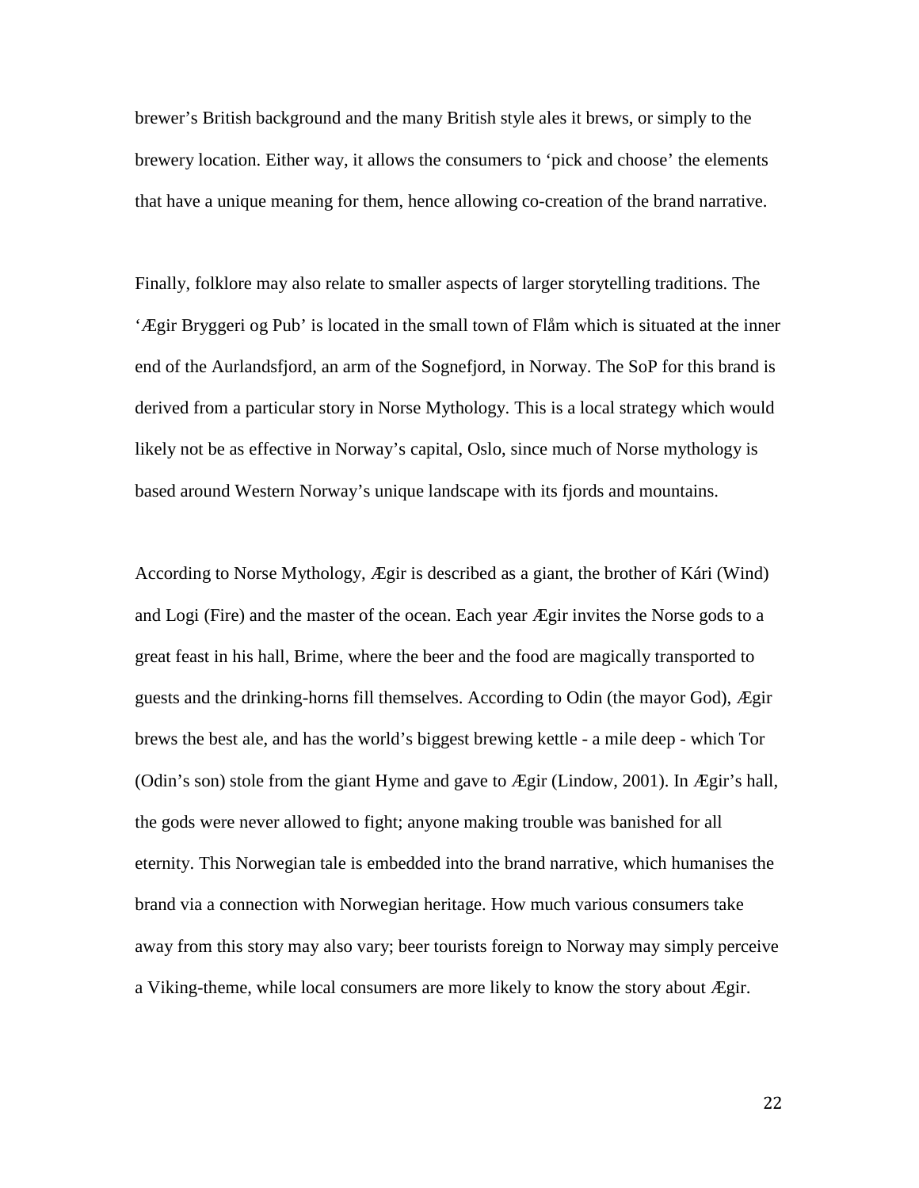brewer's British background and the many British style ales it brews, or simply to the brewery location. Either way, it allows the consumers to 'pick and choose' the elements that have a unique meaning for them, hence allowing co-creation of the brand narrative.

Finally, folklore may also relate to smaller aspects of larger storytelling traditions. The 'Ægir Bryggeri og Pub' is located in the small town of Flåm which is situated at the inner end of the Aurlandsfjord, an arm of the Sognefjord, in Norway. The SoP for this brand is derived from a particular story in Norse Mythology. This is a local strategy which would likely not be as effective in Norway's capital, Oslo, since much of Norse mythology is based around Western Norway's unique landscape with its fjords and mountains.

According to Norse Mythology, Ægir is described as a giant, the brother of Kári (Wind) and Logi (Fire) and the master of the ocean. Each year Ægir invites the Norse gods to a great feast in his hall, Brime, where the beer and the food are magically transported to guests and the drinking-horns fill themselves. According to Odin (the mayor God), Ægir brews the best ale, and has the world's biggest brewing kettle - a mile deep - which Tor (Odin's son) stole from the giant Hyme and gave to Ægir (Lindow, 2001). In Ægir's hall, the gods were never allowed to fight; anyone making trouble was banished for all eternity. This Norwegian tale is embedded into the brand narrative, which humanises the brand via a connection with Norwegian heritage. How much various consumers take away from this story may also vary; beer tourists foreign to Norway may simply perceive a Viking-theme, while local consumers are more likely to know the story about Ægir.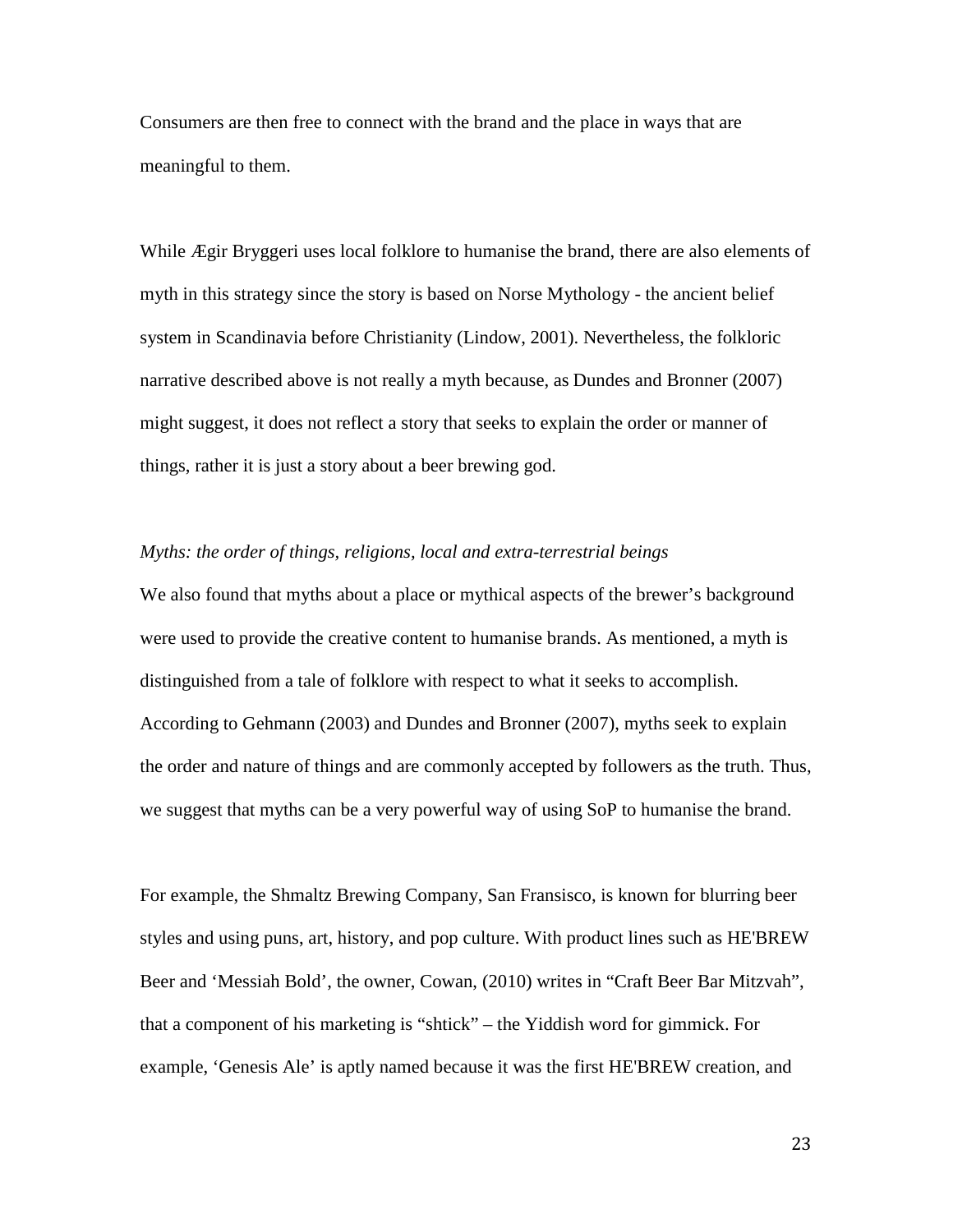Consumers are then free to connect with the brand and the place in ways that are meaningful to them.

While Ægir Bryggeri uses local folklore to humanise the brand, there are also elements of myth in this strategy since the story is based on Norse Mythology - the ancient belief system in Scandinavia before Christianity (Lindow, 2001). Nevertheless, the folkloric narrative described above is not really a myth because, as Dundes and Bronner (2007) might suggest, it does not reflect a story that seeks to explain the order or manner of things, rather it is just a story about a beer brewing god.

*Myths: the order of things, religions, local and extra-terrestrial beings*

We also found that myths about a place or mythical aspects of the brewer's background were used to provide the creative content to humanise brands. As mentioned, a myth is distinguished from a tale of folklore with respect to what it seeks to accomplish. According to Gehmann (2003) and Dundes and Bronner (2007), myths seek to explain the order and nature of things and are commonly accepted by followers as the truth. Thus, we suggest that myths can be a very powerful way of using SoP to humanise the brand.

For example, the Shmaltz Brewing Company, San Fransisco, is known for blurring beer styles and using puns, art, history, and pop culture. With product lines such as HE'BREW Beer and 'Messiah Bold', the owner, Cowan, (2010) writes in "Craft Beer Bar Mitzvah", that a component of his marketing is "shtick" – the Yiddish word for gimmick. For example, 'Genesis Ale' is aptly named because it was the first HE'BREW creation, and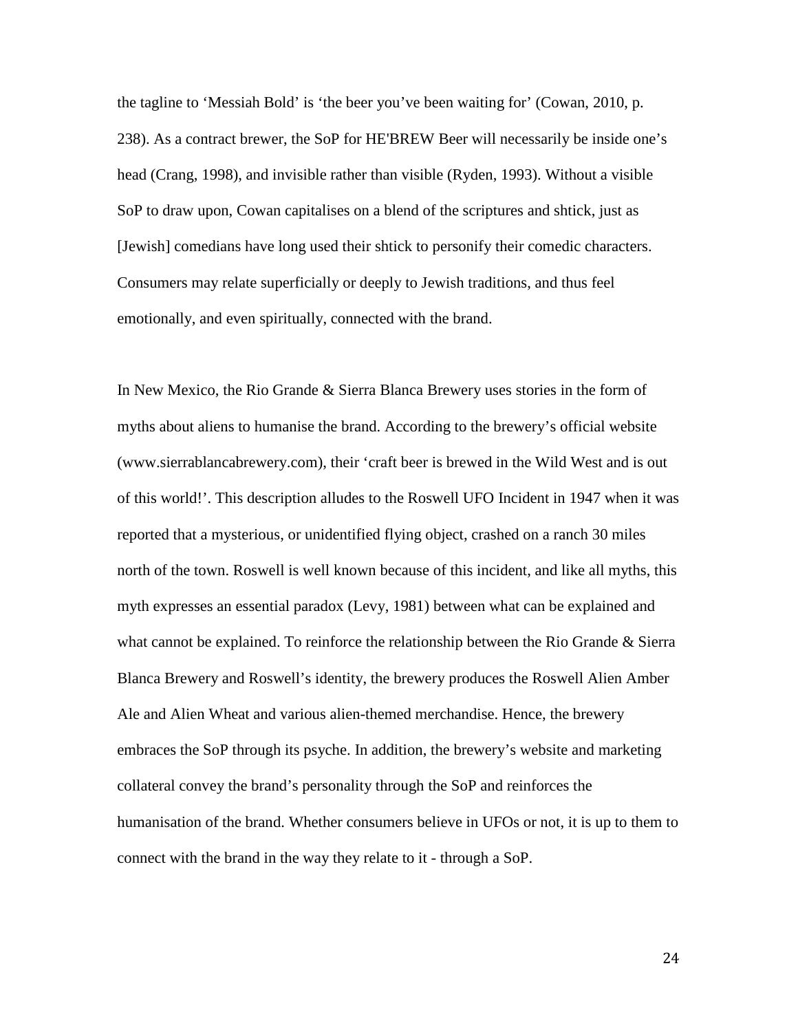the tagline to 'Messiah Bold' is 'the beer you've been waiting for' (Cowan, 2010, p. 238). As a contract brewer, the SoP for HE'BREW Beer will necessarily be inside one's head (Crang, 1998), and invisible rather than visible (Ryden, 1993). Without a visible SoP to draw upon, Cowan capitalises on a blend of the scriptures and shtick, just as [Jewish] comedians have long used their shtick to personify their comedic characters. Consumers may relate superficially or deeply to Jewish traditions, and thus feel emotionally, and even spiritually, connected with the brand.

In New Mexico, the Rio Grande & Sierra Blanca Brewery uses stories in the form of myths about aliens to humanise the brand. According to the brewery's official website (www.sierrablancabrewery.com), their 'craft beer is brewed in the Wild West and is out of this world!'. This description alludes to the Roswell UFO Incident in 1947 when it was reported that a mysterious, or unidentified flying object, crashed on a ranch 30 miles north of the town. Roswell is well known because of this incident, and like all myths, this myth expresses an essential paradox (Levy, 1981) between what can be explained and what cannot be explained. To reinforce the relationship between the Rio Grande & Sierra Blanca Brewery and Roswell's identity, the brewery produces the Roswell Alien Amber Ale and Alien Wheat and various alien-themed merchandise. Hence, the brewery embraces the SoP through its psyche. In addition, the brewery's website and marketing collateral convey the brand's personality through the SoP and reinforces the humanisation of the brand. Whether consumers believe in UFOs or not, it is up to them to connect with the brand in the way they relate to it - through a SoP.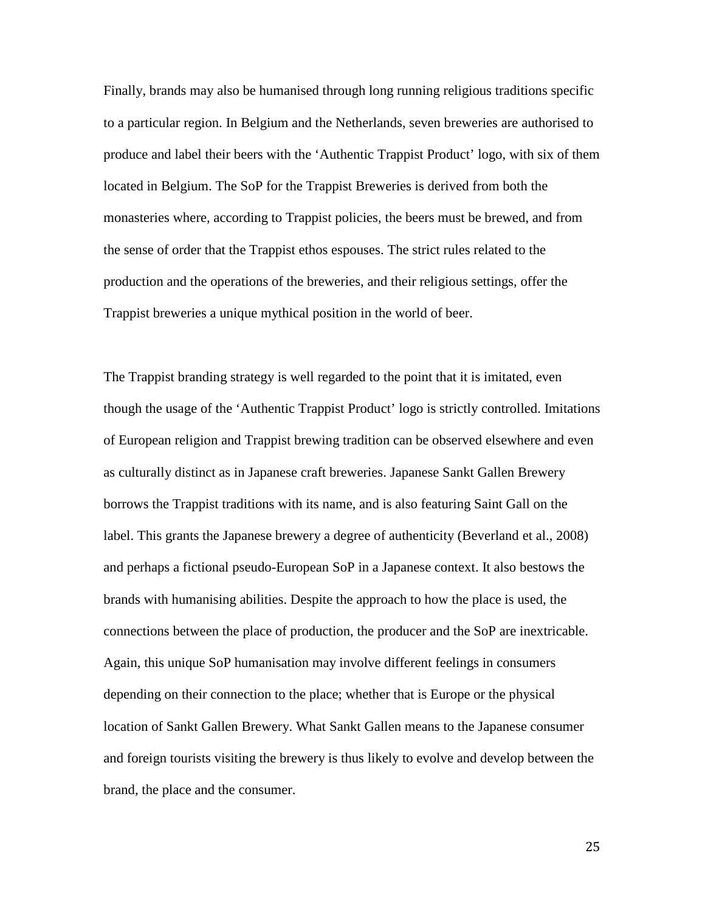Finally, brands may also be humanised through long running religious traditions specific to a particular region. In Belgium and the Netherlands, seven breweries are authorised to produce and label their beers with the 'Authentic Trappist Product' logo, with six of them located in Belgium. The SoP for the Trappist Breweries is derived from both the monasteries where, according to Trappist policies, the beers must be brewed, and from the sense of order that the Trappist ethos espouses. The strict rules related to the production and the operations of the breweries, and their religious settings, offer the Trappist breweries a unique mythical position in the world of beer.

The Trappist branding strategy is well regarded to the point that it is imitated, even though the usage of the 'Authentic Trappist Product' logo is strictly controlled. Imitations of European religion and Trappist brewing tradition can be observed elsewhere and even as culturally distinct as in Japanese craft breweries. Japanese Sankt Gallen Brewery borrows the Trappist traditions with its name, and is also featuring Saint Gall on the label. This grants the Japanese brewery a degree of authenticity (Beverland et al., 2008) and perhaps a fictional pseudo-European SoP in a Japanese context. It also bestows the brands with humanising abilities. Despite the approach to how the place is used, the connections between the place of production, the producer and the SoP are inextricable. Again, this unique SoP humanisation may involve different feelings in consumers depending on their connection to the place; whether that is Europe or the physical location of Sankt Gallen Brewery. What Sankt Gallen means to the Japanese consumer and foreign tourists visiting the brewery is thus likely to evolve and develop between the brand, the place and the consumer.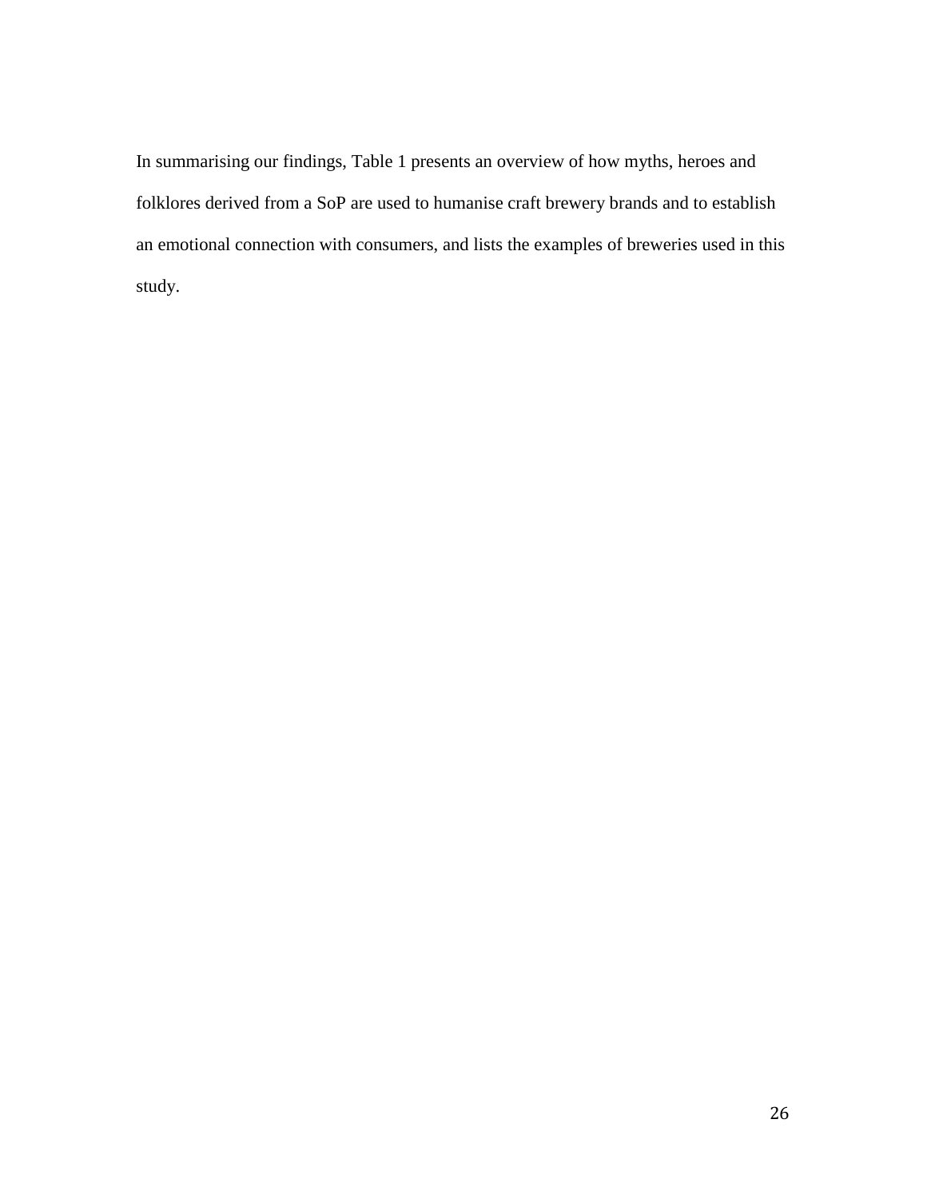In summarising our findings, Table 1 presents an overview of how myths, heroes and folklores derived from a SoP are used to humanise craft brewery brands and to establish an emotional connection with consumers, and lists the examples of breweries used in this study.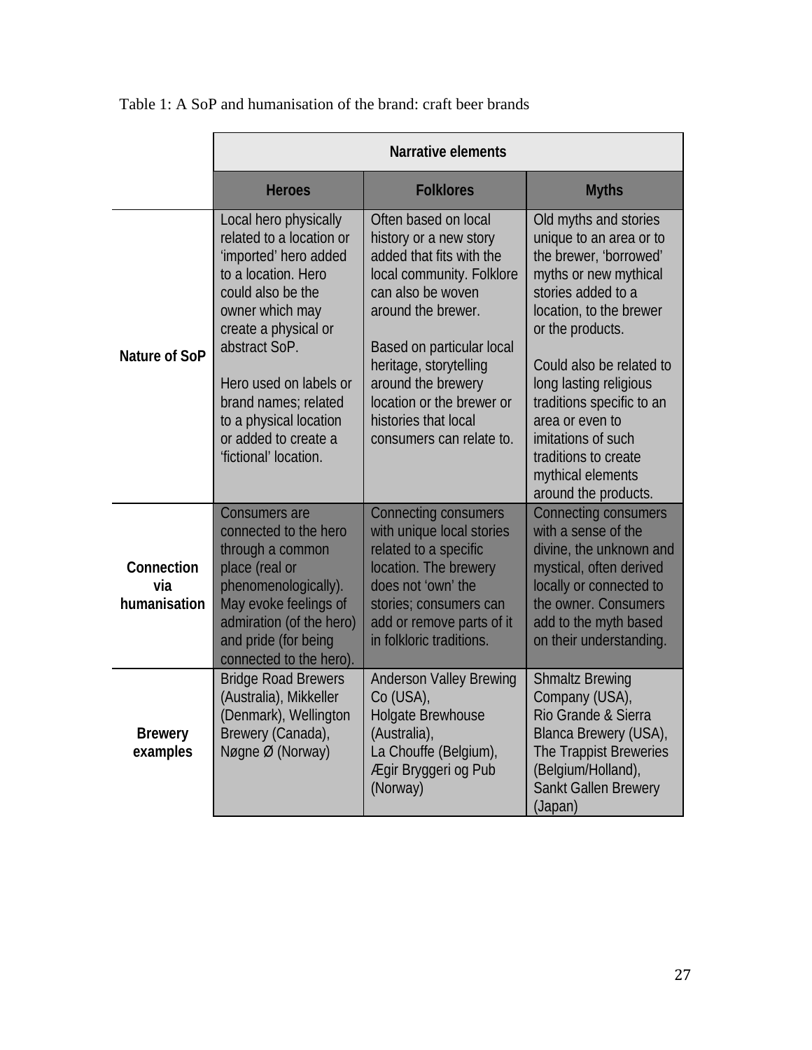Table 1: A SoP and humanisation of the brand: craft beer brands

| | Narrative elements | | |
|---|---|---|---|
| | **Heroes** | **Folklores** | **Myths** |
| **Nature of SoP** | Local hero physically related to a location or 'imported' hero added to a location. Hero could also be the owner which may create a physical or abstract SoP.<br><br>Hero used on labels or brand names; related to a physical location or added to create a 'fictional' location. | Often based on local history or a new story added that fits with the local community. Folklore can also be woven around the brewer.<br><br>Based on particular local heritage, storytelling around the brewery location or the brewer or histories that local consumers can relate to. | Old myths and stories unique to an area or to the brewer, 'borrowed' myths or new mythical stories added to a location, to the brewer or the products.<br><br>Could also be related to long lasting religious traditions specific to an area or even to imitations of such traditions to create mythical elements around the products. |
| **Connection via humanisation** | Consumers are connected to the hero through a common place (real or phenomenologically). May evoke feelings of admiration (of the hero) and pride (for being connected to the hero). | Connecting consumers with unique local stories related to a specific location. The brewery does not 'own' the stories; consumers can add or remove parts of it in folkloric traditions. | Connecting consumers with a sense of the divine, the unknown and mystical, often derived locally or connected to the owner. Consumers add to the myth based on their understanding. |
| **Brewery examples** | Bridge Road Brewers (Australia), Mikkeller (Denmark), Wellington Brewery (Canada), Nøgne Ø (Norway) | Anderson Valley Brewing Co (USA),<br>Holgate Brewhouse (Australia),<br>La Chouffe (Belgium),<br>Ægir Bryggeri og Pub (Norway) | Shmaltz Brewing Company (USA),<br>Rio Grande & Sierra Blanca Brewery (USA),<br>The Trappist Breweries (Belgium/Holland),<br>Sankt Gallen Brewery (Japan) |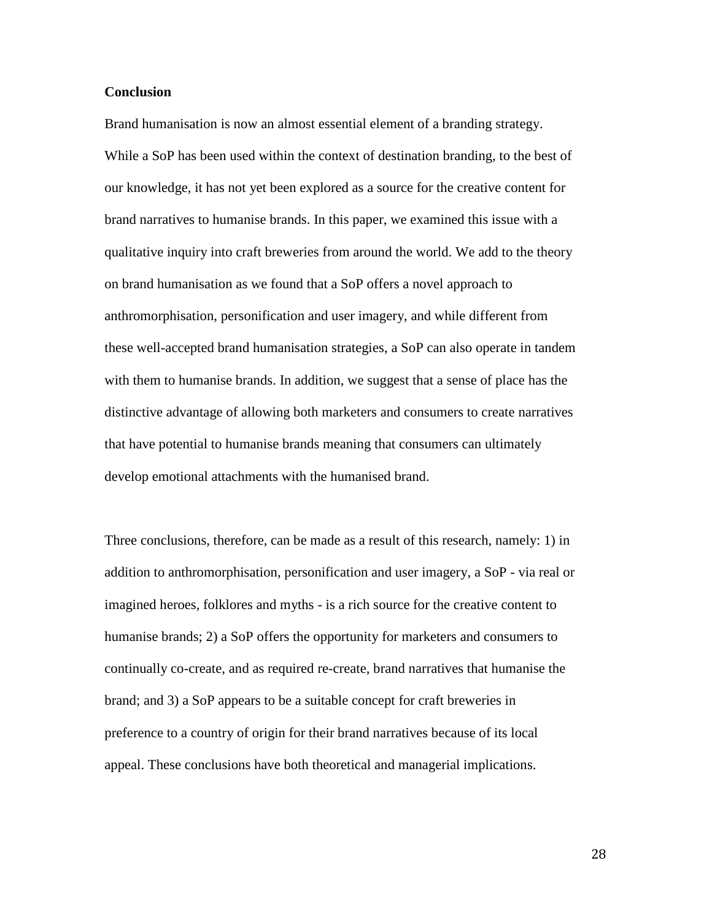## Conclusion

Brand humanisation is now an almost essential element of a branding strategy. While a SoP has been used within the context of destination branding, to the best of our knowledge, it has not yet been explored as a source for the creative content for brand narratives to humanise brands. In this paper, we examined this issue with a qualitative inquiry into craft breweries from around the world. We add to the theory on brand humanisation as we found that a SoP offers a novel approach to anthromorphisation, personification and user imagery, and while different from these well-accepted brand humanisation strategies, a SoP can also operate in tandem with them to humanise brands. In addition, we suggest that a sense of place has the distinctive advantage of allowing both marketers and consumers to create narratives that have potential to humanise brands meaning that consumers can ultimately develop emotional attachments with the humanised brand.

Three conclusions, therefore, can be made as a result of this research, namely: 1) in addition to anthromorphisation, personification and user imagery, a SoP - via real or imagined heroes, folklores and myths - is a rich source for the creative content to humanise brands; 2) a SoP offers the opportunity for marketers and consumers to continually co-create, and as required re-create, brand narratives that humanise the brand; and 3) a SoP appears to be a suitable concept for craft breweries in preference to a country of origin for their brand narratives because of its local appeal. These conclusions have both theoretical and managerial implications.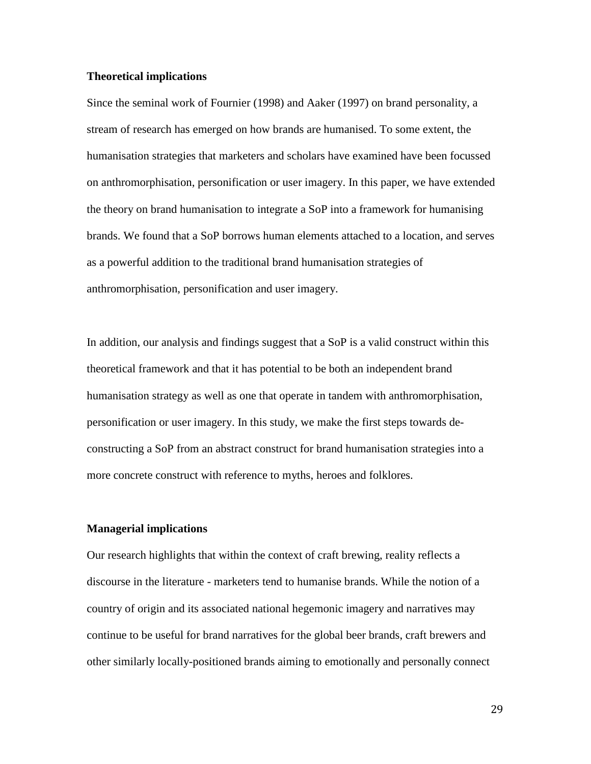## Theoretical implications

Since the seminal work of Fournier (1998) and Aaker (1997) on brand personality, a stream of research has emerged on how brands are humanised. To some extent, the humanisation strategies that marketers and scholars have examined have been focussed on anthromorphisation, personification or user imagery. In this paper, we have extended the theory on brand humanisation to integrate a SoP into a framework for humanising brands. We found that a SoP borrows human elements attached to a location, and serves as a powerful addition to the traditional brand humanisation strategies of anthromorphisation, personification and user imagery.

In addition, our analysis and findings suggest that a SoP is a valid construct within this theoretical framework and that it has potential to be both an independent brand humanisation strategy as well as one that operate in tandem with anthromorphisation, personification or user imagery. In this study, we make the first steps towards de-constructing a SoP from an abstract construct for brand humanisation strategies into a more concrete construct with reference to myths, heroes and folklores.

## Managerial implications

Our research highlights that within the context of craft brewing, reality reflects a discourse in the literature - marketers tend to humanise brands. While the notion of a country of origin and its associated national hegemonic imagery and narratives may continue to be useful for brand narratives for the global beer brands, craft brewers and other similarly locally-positioned brands aiming to emotionally and personally connect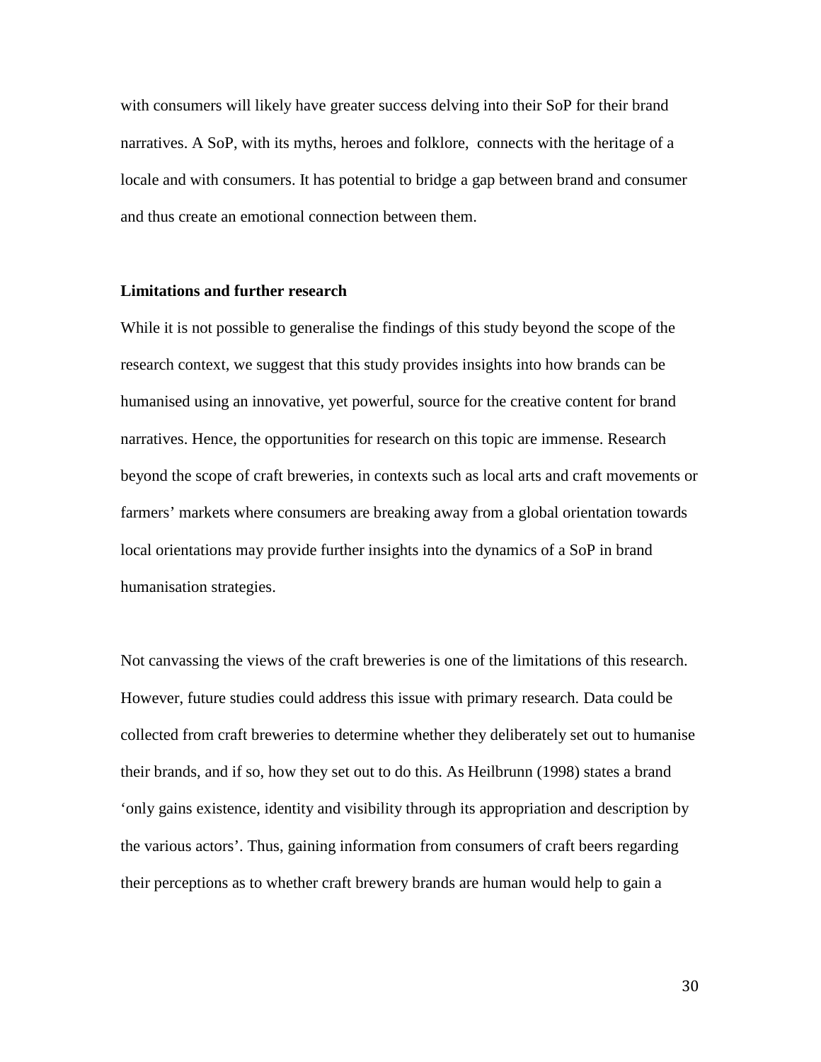with consumers will likely have greater success delving into their SoP for their brand narratives. A SoP, with its myths, heroes and folklore, connects with the heritage of a locale and with consumers. It has potential to bridge a gap between brand and consumer and thus create an emotional connection between them.

## Limitations and further research

While it is not possible to generalise the findings of this study beyond the scope of the research context, we suggest that this study provides insights into how brands can be humanised using an innovative, yet powerful, source for the creative content for brand narratives. Hence, the opportunities for research on this topic are immense. Research beyond the scope of craft breweries, in contexts such as local arts and craft movements or farmers' markets where consumers are breaking away from a global orientation towards local orientations may provide further insights into the dynamics of a SoP in brand humanisation strategies.

Not canvassing the views of the craft breweries is one of the limitations of this research. However, future studies could address this issue with primary research. Data could be collected from craft breweries to determine whether they deliberately set out to humanise their brands, and if so, how they set out to do this. As Heilbrunn (1998) states a brand 'only gains existence, identity and visibility through its appropriation and description by the various actors'. Thus, gaining information from consumers of craft beers regarding their perceptions as to whether craft brewery brands are human would help to gain a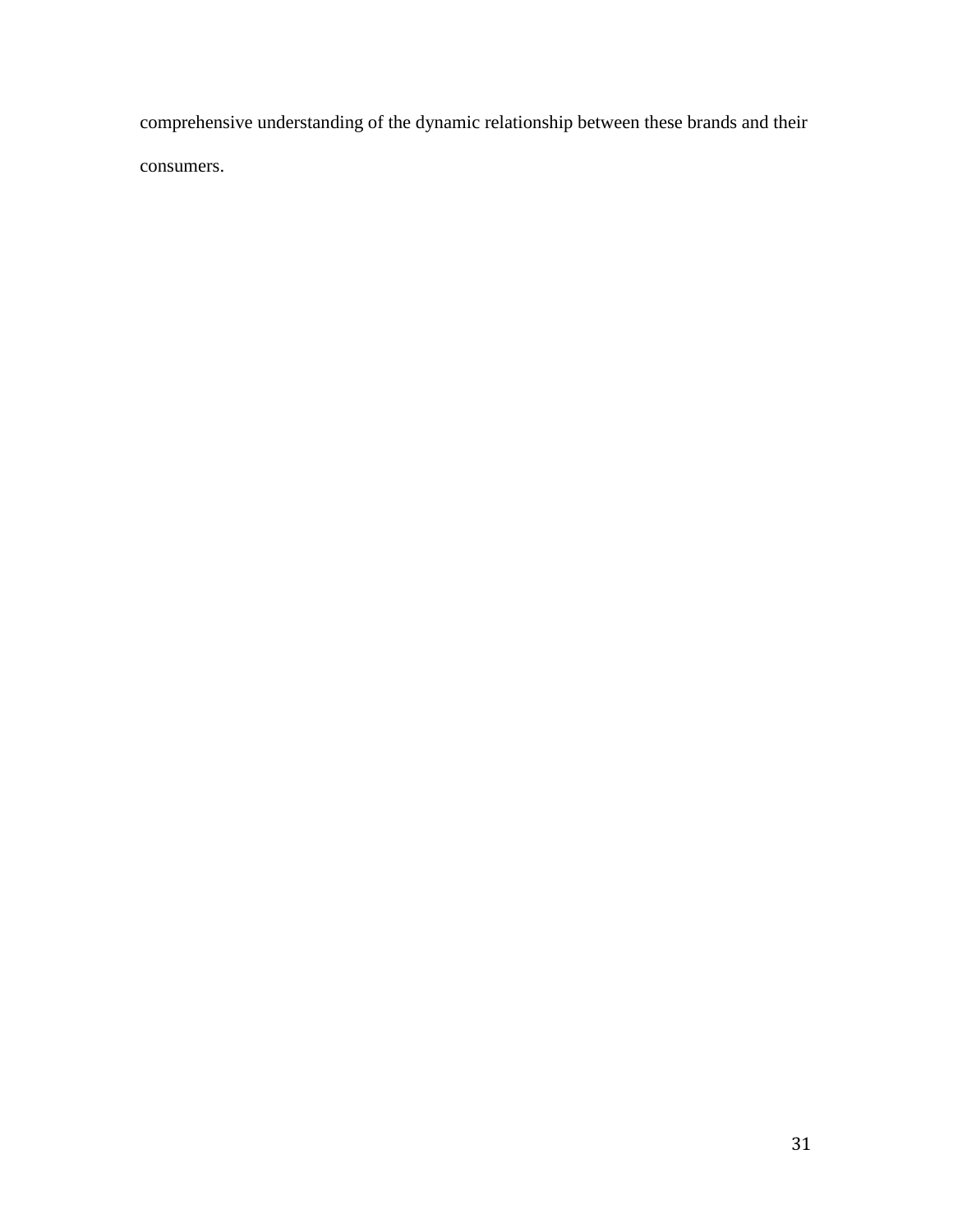comprehensive understanding of the dynamic relationship between these brands and their consumers.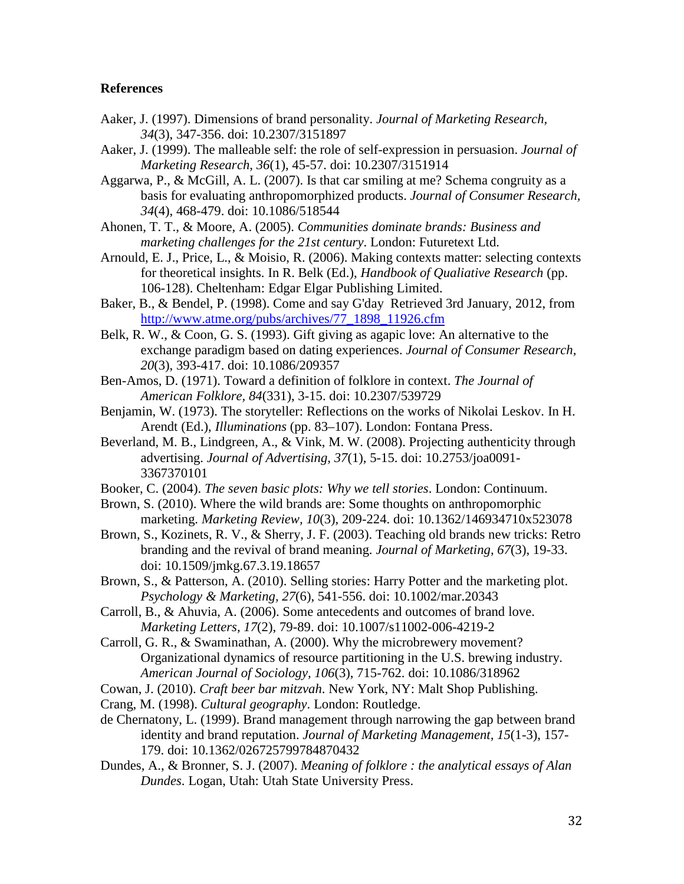**References**

Aaker, J. (1997). Dimensions of brand personality. *Journal of Marketing Research, 34*(3), 347-356. doi: 10.2307/3151897

Aaker, J. (1999). The malleable self: the role of self-expression in persuasion. *Journal of Marketing Research, 36*(1), 45-57. doi: 10.2307/3151914

Aggarwa, P., & McGill, A. L. (2007). Is that car smiling at me? Schema congruity as a basis for evaluating anthropomorphized products. *Journal of Consumer Research, 34*(4), 468-479. doi: 10.1086/518544

Ahonen, T. T., & Moore, A. (2005). *Communities dominate brands: Business and marketing challenges for the 21st century*. London: Futuretext Ltd.

Arnould, E. J., Price, L., & Moisio, R. (2006). Making contexts matter: selecting contexts for theoretical insights. In R. Belk (Ed.), *Handbook of Qualiative Research* (pp. 106-128). Cheltenham: Edgar Elgar Publishing Limited.

Baker, B., & Bendel, P. (1998). Come and say G'day Retrieved 3rd January, 2012, from http://www.atme.org/pubs/archives/77_1898_11926.cfm

Belk, R. W., & Coon, G. S. (1993). Gift giving as agapic love: An alternative to the exchange paradigm based on dating experiences. *Journal of Consumer Research, 20*(3), 393-417. doi: 10.1086/209357

Ben-Amos, D. (1971). Toward a definition of folklore in context. *The Journal of American Folklore, 84*(331), 3-15. doi: 10.2307/539729

Benjamin, W. (1973). The storyteller: Reflections on the works of Nikolai Leskov. In H. Arendt (Ed.), *Illuminations* (pp. 83–107). London: Fontana Press.

Beverland, M. B., Lindgreen, A., & Vink, M. W. (2008). Projecting authenticity through advertising. *Journal of Advertising, 37*(1), 5-15. doi: 10.2753/joa0091-3367370101

Booker, C. (2004). *The seven basic plots: Why we tell stories*. London: Continuum.

Brown, S. (2010). Where the wild brands are: Some thoughts on anthropomorphic marketing. *Marketing Review, 10*(3), 209-224. doi: 10.1362/146934710x523078

Brown, S., Kozinets, R. V., & Sherry, J. F. (2003). Teaching old brands new tricks: Retro branding and the revival of brand meaning. *Journal of Marketing, 67*(3), 19-33. doi: 10.1509/jmkg.67.3.19.18657

Brown, S., & Patterson, A. (2010). Selling stories: Harry Potter and the marketing plot. *Psychology & Marketing, 27*(6), 541-556. doi: 10.1002/mar.20343

Carroll, B., & Ahuvia, A. (2006). Some antecedents and outcomes of brand love. *Marketing Letters, 17*(2), 79-89. doi: 10.1007/s11002-006-4219-2

Carroll, G. R., & Swaminathan, A. (2000). Why the microbrewery movement? Organizational dynamics of resource partitioning in the U.S. brewing industry. *American Journal of Sociology, 106*(3), 715-762. doi: 10.1086/318962

Cowan, J. (2010). *Craft beer bar mitzvah*. New York, NY: Malt Shop Publishing.

Crang, M. (1998). *Cultural geography*. London: Routledge.

de Chernatony, L. (1999). Brand management through narrowing the gap between brand identity and brand reputation. *Journal of Marketing Management, 15*(1-3), 157-179. doi: 10.1362/026725799784870432

Dundes, A., & Bronner, S. J. (2007). *Meaning of folklore : the analytical essays of Alan Dundes*. Logan, Utah: Utah State University Press.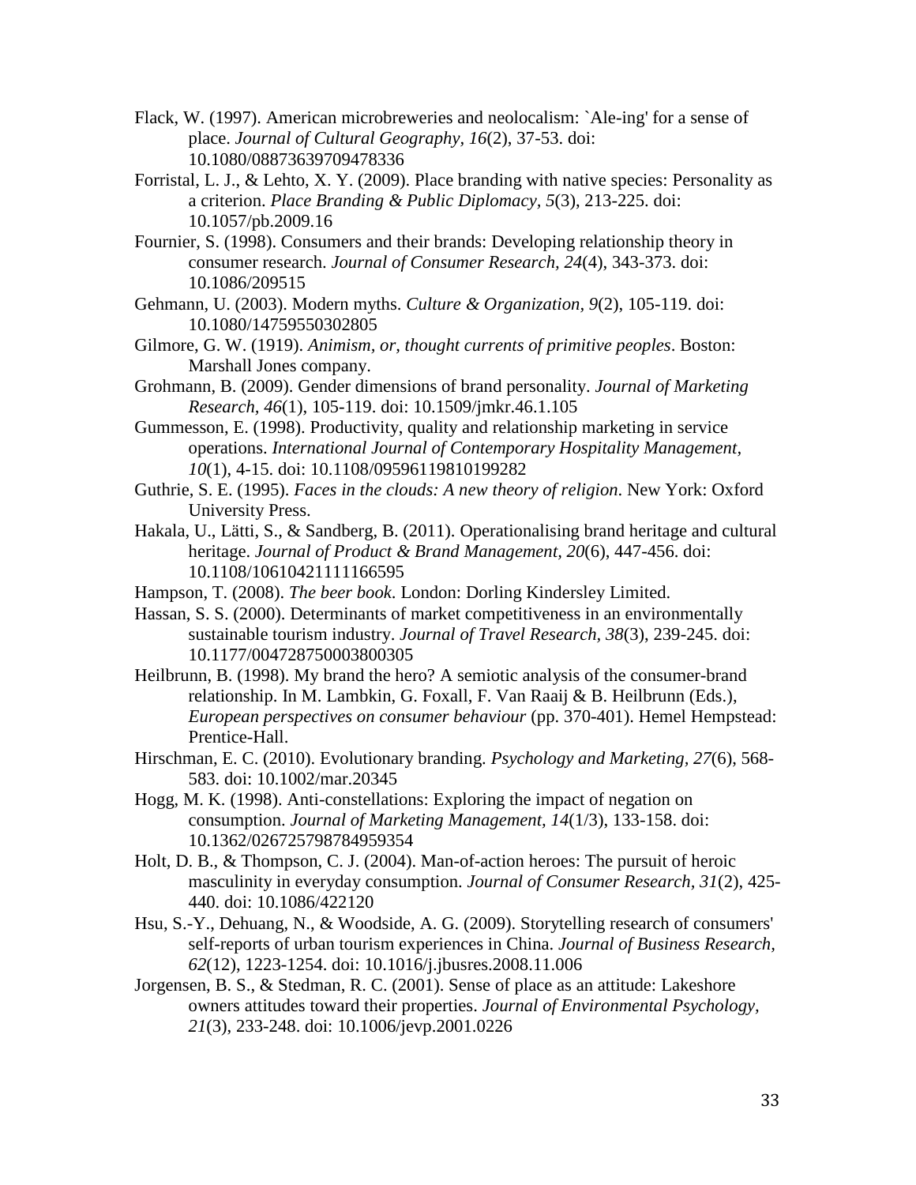Flack, W. (1997). American microbreweries and neolocalism: `Ale-ing' for a sense of place. *Journal of Cultural Geography, 16*(2), 37-53. doi: 10.1080/08873639709478336

Forristal, L. J., & Lehto, X. Y. (2009). Place branding with native species: Personality as a criterion. *Place Branding & Public Diplomacy, 5*(3), 213-225. doi: 10.1057/pb.2009.16

Fournier, S. (1998). Consumers and their brands: Developing relationship theory in consumer research. *Journal of Consumer Research, 24*(4), 343-373. doi: 10.1086/209515

Gehmann, U. (2003). Modern myths. *Culture & Organization, 9*(2), 105-119. doi: 10.1080/14759550302805

Gilmore, G. W. (1919). *Animism, or, thought currents of primitive peoples*. Boston: Marshall Jones company.

Grohmann, B. (2009). Gender dimensions of brand personality. *Journal of Marketing Research, 46*(1), 105-119. doi: 10.1509/jmkr.46.1.105

Gummesson, E. (1998). Productivity, quality and relationship marketing in service operations. *International Journal of Contemporary Hospitality Management, 10*(1), 4-15. doi: 10.1108/09596119810199282

Guthrie, S. E. (1995). *Faces in the clouds: A new theory of religion*. New York: Oxford University Press.

Hakala, U., Lätti, S., & Sandberg, B. (2011). Operationalising brand heritage and cultural heritage. *Journal of Product & Brand Management, 20*(6), 447-456. doi: 10.1108/10610421111166595

Hampson, T. (2008). *The beer book*. London: Dorling Kindersley Limited.

Hassan, S. S. (2000). Determinants of market competitiveness in an environmentally sustainable tourism industry. *Journal of Travel Research, 38*(3), 239-245. doi: 10.1177/004728750003800305

Heilbrunn, B. (1998). My brand the hero? A semiotic analysis of the consumer-brand relationship. In M. Lambkin, G. Foxall, F. Van Raaij & B. Heilbrunn (Eds.), *European perspectives on consumer behaviour* (pp. 370-401). Hemel Hempstead: Prentice-Hall.

Hirschman, E. C. (2010). Evolutionary branding. *Psychology and Marketing, 27*(6), 568-583. doi: 10.1002/mar.20345

Hogg, M. K. (1998). Anti-constellations: Exploring the impact of negation on consumption. *Journal of Marketing Management, 14*(1/3), 133-158. doi: 10.1362/026725798784959354

Holt, D. B., & Thompson, C. J. (2004). Man-of-action heroes: The pursuit of heroic masculinity in everyday consumption. *Journal of Consumer Research, 31*(2), 425-440. doi: 10.1086/422120

Hsu, S.-Y., Dehuang, N., & Woodside, A. G. (2009). Storytelling research of consumers' self-reports of urban tourism experiences in China. *Journal of Business Research, 62*(12), 1223-1254. doi: 10.1016/j.jbusres.2008.11.006

Jorgensen, B. S., & Stedman, R. C. (2001). Sense of place as an attitude: Lakeshore owners attitudes toward their properties. *Journal of Environmental Psychology, 21*(3), 233-248. doi: 10.1006/jevp.2001.0226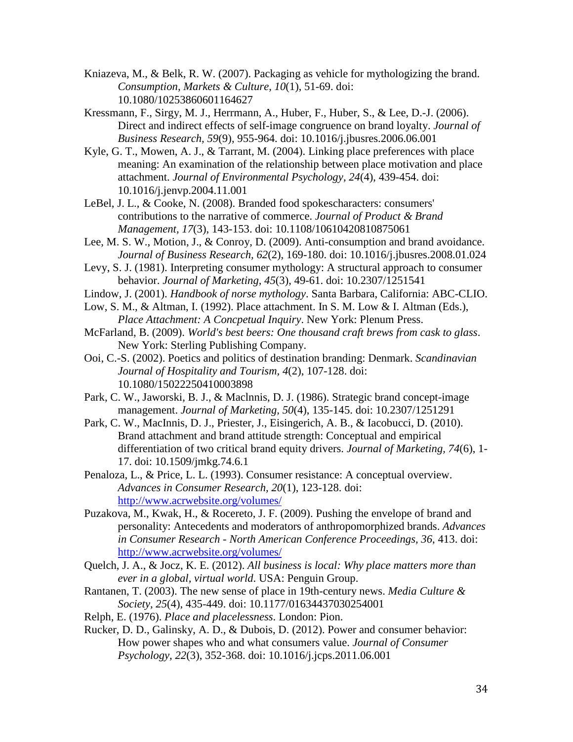Kniazeva, M., & Belk, R. W. (2007). Packaging as vehicle for mythologizing the brand. *Consumption, Markets & Culture, 10*(1), 51-69. doi: 10.1080/10253860601164627

Kressmann, F., Sirgy, M. J., Herrmann, A., Huber, F., Huber, S., & Lee, D.-J. (2006). Direct and indirect effects of self-image congruence on brand loyalty. *Journal of Business Research, 59*(9), 955-964. doi: 10.1016/j.jbusres.2006.06.001

Kyle, G. T., Mowen, A. J., & Tarrant, M. (2004). Linking place preferences with place meaning: An examination of the relationship between place motivation and place attachment. *Journal of Environmental Psychology, 24*(4), 439-454. doi: 10.1016/j.jenvp.2004.11.001

LeBel, J. L., & Cooke, N. (2008). Branded food spokescharacters: consumers' contributions to the narrative of commerce. *Journal of Product & Brand Management, 17*(3), 143-153. doi: 10.1108/10610420810875061

Lee, M. S. W., Motion, J., & Conroy, D. (2009). Anti-consumption and brand avoidance. *Journal of Business Research, 62*(2), 169-180. doi: 10.1016/j.jbusres.2008.01.024

Levy, S. J. (1981). Interpreting consumer mythology: A structural approach to consumer behavior. *Journal of Marketing, 45*(3), 49-61. doi: 10.2307/1251541

Lindow, J. (2001). *Handbook of norse mythology*. Santa Barbara, California: ABC-CLIO.

Low, S. M., & Altman, I. (1992). Place attachment. In S. M. Low & I. Altman (Eds.), *Place Attachment: A Concpetual Inquiry*. New York: Plenum Press.

McFarland, B. (2009). *World's best beers: One thousand craft brews from cask to glass*. New York: Sterling Publishing Company.

Ooi, C.-S. (2002). Poetics and politics of destination branding: Denmark. *Scandinavian Journal of Hospitality and Tourism, 4*(2), 107-128. doi: 10.1080/15022250410003898

Park, C. W., Jaworski, B. J., & Maclnnis, D. J. (1986). Strategic brand concept-image management. *Journal of Marketing, 50*(4), 135-145. doi: 10.2307/1251291

Park, C. W., MacInnis, D. J., Priester, J., Eisingerich, A. B., & Iacobucci, D. (2010). Brand attachment and brand attitude strength: Conceptual and empirical differentiation of two critical brand equity drivers. *Journal of Marketing, 74*(6), 1-17. doi: 10.1509/jmkg.74.6.1

Penaloza, L., & Price, L. L. (1993). Consumer resistance: A conceptual overview. *Advances in Consumer Research, 20*(1), 123-128. doi: http://www.acrwebsite.org/volumes/

Puzakova, M., Kwak, H., & Rocereto, J. F. (2009). Pushing the envelope of brand and personality: Antecedents and moderators of anthropomorphized brands. *Advances in Consumer Research - North American Conference Proceedings, 36*, 413. doi: http://www.acrwebsite.org/volumes/

Quelch, J. A., & Jocz, K. E. (2012). *All business is local: Why place matters more than ever in a global, virtual world*. USA: Penguin Group.

Rantanen, T. (2003). The new sense of place in 19th-century news. *Media Culture & Society, 25*(4), 435-449. doi: 10.1177/01634437030254001

Relph, E. (1976). *Place and placelessness*. London: Pion.

Rucker, D. D., Galinsky, A. D., & Dubois, D. (2012). Power and consumer behavior: How power shapes who and what consumers value. *Journal of Consumer Psychology, 22*(3), 352-368. doi: 10.1016/j.jcps.2011.06.001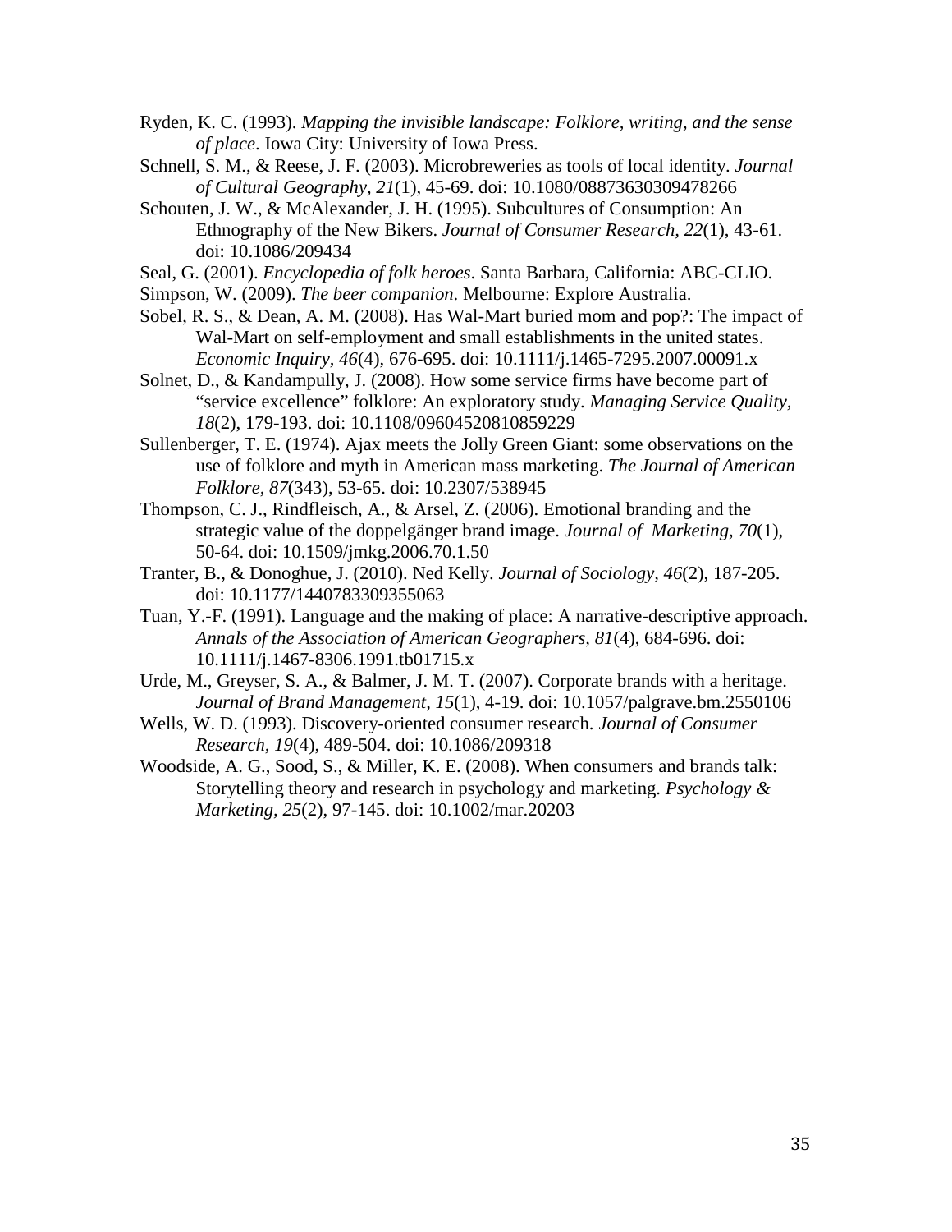Ryden, K. C. (1993). *Mapping the invisible landscape: Folklore, writing, and the sense of place*. Iowa City: University of Iowa Press.

Schnell, S. M., & Reese, J. F. (2003). Microbreweries as tools of local identity. *Journal of Cultural Geography, 21*(1), 45-69. doi: 10.1080/08873630309478266

Schouten, J. W., & McAlexander, J. H. (1995). Subcultures of Consumption: An Ethnography of the New Bikers. *Journal of Consumer Research, 22*(1), 43-61. doi: 10.1086/209434

Seal, G. (2001). *Encyclopedia of folk heroes*. Santa Barbara, California: ABC-CLIO.

Simpson, W. (2009). *The beer companion*. Melbourne: Explore Australia.

Sobel, R. S., & Dean, A. M. (2008). Has Wal-Mart buried mom and pop?: The impact of Wal-Mart on self-employment and small establishments in the united states. *Economic Inquiry, 46*(4), 676-695. doi: 10.1111/j.1465-7295.2007.00091.x

Solnet, D., & Kandampully, J. (2008). How some service firms have become part of "service excellence" folklore: An exploratory study. *Managing Service Quality, 18*(2), 179-193. doi: 10.1108/09604520810859229

Sullenberger, T. E. (1974). Ajax meets the Jolly Green Giant: some observations on the use of folklore and myth in American mass marketing. *The Journal of American Folklore, 87*(343), 53-65. doi: 10.2307/538945

Thompson, C. J., Rindfleisch, A., & Arsel, Z. (2006). Emotional branding and the strategic value of the doppelgänger brand image. *Journal of Marketing, 70*(1), 50-64. doi: 10.1509/jmkg.2006.70.1.50

Tranter, B., & Donoghue, J. (2010). Ned Kelly. *Journal of Sociology, 46*(2), 187-205. doi: 10.1177/1440783309355063

Tuan, Y.-F. (1991). Language and the making of place: A narrative-descriptive approach. *Annals of the Association of American Geographers, 81*(4), 684-696. doi: 10.1111/j.1467-8306.1991.tb01715.x

Urde, M., Greyser, S. A., & Balmer, J. M. T. (2007). Corporate brands with a heritage. *Journal of Brand Management, 15*(1), 4-19. doi: 10.1057/palgrave.bm.2550106

Wells, W. D. (1993). Discovery-oriented consumer research. *Journal of Consumer Research, 19*(4), 489-504. doi: 10.1086/209318

Woodside, A. G., Sood, S., & Miller, K. E. (2008). When consumers and brands talk: Storytelling theory and research in psychology and marketing. *Psychology & Marketing, 25*(2), 97-145. doi: 10.1002/mar.20203